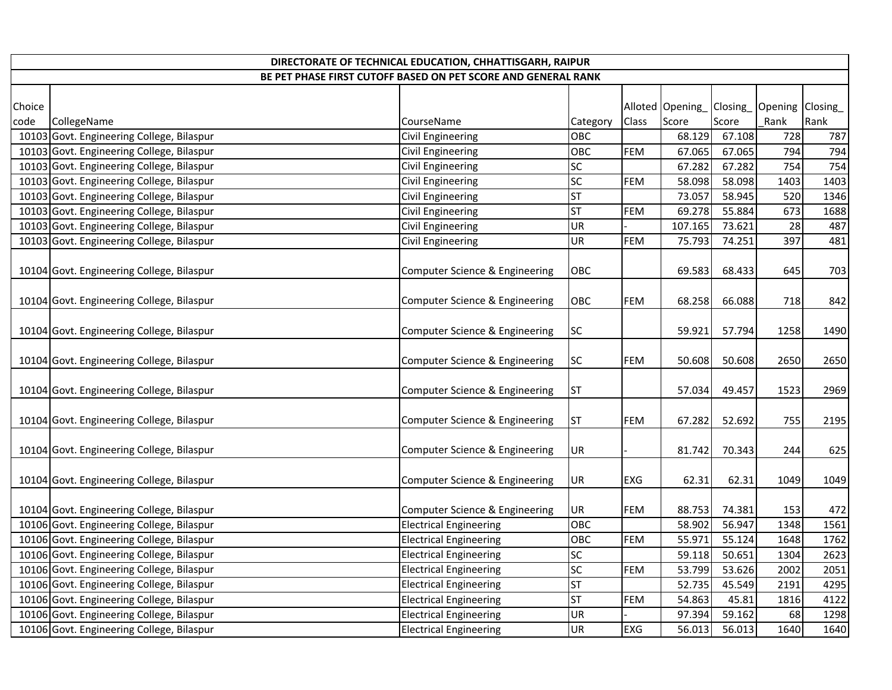# DIRECTORATE OF TECHNICAL EDUCATION, CHHATTISGARH, RAIPUR

## BE PET PHASE FIRST CUTOFF BASED ON PET SCORE AND GENERAL RANK

| Choice code | CollegeName | CourseName | Category | Alloted Class | Opening_ Score | Closing_ Score | Opening _Rank | Closing_ Rank |
|---|---|---|---|---|---|---|---|---|
| 10103 | Govt. Engineering College, Bilaspur | Civil Engineering | OBC | | 68.129 | 67.108 | 728 | 787 |
| 10103 | Govt. Engineering College, Bilaspur | Civil Engineering | OBC | FEM | 67.065 | 67.065 | 794 | 794 |
| 10103 | Govt. Engineering College, Bilaspur | Civil Engineering | SC | | 67.282 | 67.282 | 754 | 754 |
| 10103 | Govt. Engineering College, Bilaspur | Civil Engineering | SC | FEM | 58.098 | 58.098 | 1403 | 1403 |
| 10103 | Govt. Engineering College, Bilaspur | Civil Engineering | ST | | 73.057 | 58.945 | 520 | 1346 |
| 10103 | Govt. Engineering College, Bilaspur | Civil Engineering | ST | FEM | 69.278 | 55.884 | 673 | 1688 |
| 10103 | Govt. Engineering College, Bilaspur | Civil Engineering | UR | - | 107.165 | 73.621 | 28 | 487 |
| 10103 | Govt. Engineering College, Bilaspur | Civil Engineering | UR | FEM | 75.793 | 74.251 | 397 | 481 |
| 10104 | Govt. Engineering College, Bilaspur | Computer Science & Engineering | OBC | | 69.583 | 68.433 | 645 | 703 |
| 10104 | Govt. Engineering College, Bilaspur | Computer Science & Engineering | OBC | FEM | 68.258 | 66.088 | 718 | 842 |
| 10104 | Govt. Engineering College, Bilaspur | Computer Science & Engineering | SC | | 59.921 | 57.794 | 1258 | 1490 |
| 10104 | Govt. Engineering College, Bilaspur | Computer Science & Engineering | SC | FEM | 50.608 | 50.608 | 2650 | 2650 |
| 10104 | Govt. Engineering College, Bilaspur | Computer Science & Engineering | ST | | 57.034 | 49.457 | 1523 | 2969 |
| 10104 | Govt. Engineering College, Bilaspur | Computer Science & Engineering | ST | FEM | 67.282 | 52.692 | 755 | 2195 |
| 10104 | Govt. Engineering College, Bilaspur | Computer Science & Engineering | UR | - | 81.742 | 70.343 | 244 | 625 |
| 10104 | Govt. Engineering College, Bilaspur | Computer Science & Engineering | UR | EXG | 62.31 | 62.31 | 1049 | 1049 |
| 10104 | Govt. Engineering College, Bilaspur | Computer Science & Engineering | UR | FEM | 88.753 | 74.381 | 153 | 472 |
| 10106 | Govt. Engineering College, Bilaspur | Electrical Engineering | OBC | | 58.902 | 56.947 | 1348 | 1561 |
| 10106 | Govt. Engineering College, Bilaspur | Electrical Engineering | OBC | FEM | 55.971 | 55.124 | 1648 | 1762 |
| 10106 | Govt. Engineering College, Bilaspur | Electrical Engineering | SC | | 59.118 | 50.651 | 1304 | 2623 |
| 10106 | Govt. Engineering College, Bilaspur | Electrical Engineering | SC | FEM | 53.799 | 53.626 | 2002 | 2051 |
| 10106 | Govt. Engineering College, Bilaspur | Electrical Engineering | ST | | 52.735 | 45.549 | 2191 | 4295 |
| 10106 | Govt. Engineering College, Bilaspur | Electrical Engineering | ST | FEM | 54.863 | 45.81 | 1816 | 4122 |
| 10106 | Govt. Engineering College, Bilaspur | Electrical Engineering | UR | - | 97.394 | 59.162 | 68 | 1298 |
| 10106 | Govt. Engineering College, Bilaspur | Electrical Engineering | UR | EXG | 56.013 | 56.013 | 1640 | 1640 |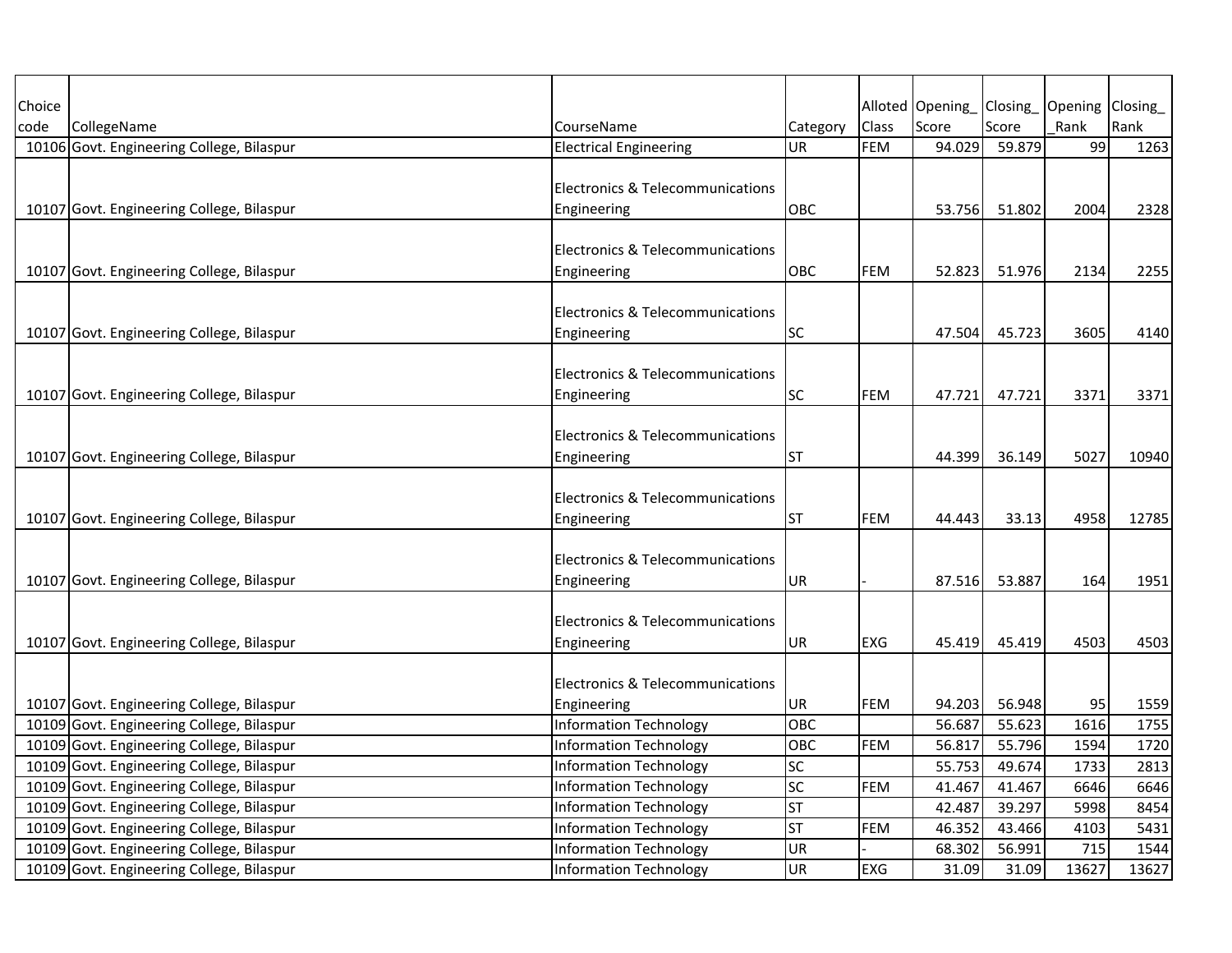| Choice code | CollegeName | CourseName | Category | Alloted Class | Opening_ Score | Closing_ Score | Opening _Rank | Closing_ Rank |
|---|---|---|---|---|---|---|---|---|
| 10106 | Govt. Engineering College, Bilaspur | Electrical Engineering | UR | FEM | 94.029 | 59.879 | 99 | 1263 |
| 10107 | Govt. Engineering College, Bilaspur | Electronics & Telecommunications Engineering | OBC | | 53.756 | 51.802 | 2004 | 2328 |
| 10107 | Govt. Engineering College, Bilaspur | Electronics & Telecommunications Engineering | OBC | FEM | 52.823 | 51.976 | 2134 | 2255 |
| 10107 | Govt. Engineering College, Bilaspur | Electronics & Telecommunications Engineering | SC | | 47.504 | 45.723 | 3605 | 4140 |
| 10107 | Govt. Engineering College, Bilaspur | Electronics & Telecommunications Engineering | SC | FEM | 47.721 | 47.721 | 3371 | 3371 |
| 10107 | Govt. Engineering College, Bilaspur | Electronics & Telecommunications Engineering | ST | | 44.399 | 36.149 | 5027 | 10940 |
| 10107 | Govt. Engineering College, Bilaspur | Electronics & Telecommunications Engineering | ST | FEM | 44.443 | 33.13 | 4958 | 12785 |
| 10107 | Govt. Engineering College, Bilaspur | Electronics & Telecommunications Engineering | UR | - | 87.516 | 53.887 | 164 | 1951 |
| 10107 | Govt. Engineering College, Bilaspur | Electronics & Telecommunications Engineering | UR | EXG | 45.419 | 45.419 | 4503 | 4503 |
| 10107 | Govt. Engineering College, Bilaspur | Electronics & Telecommunications Engineering | UR | FEM | 94.203 | 56.948 | 95 | 1559 |
| 10109 | Govt. Engineering College, Bilaspur | Information Technology | OBC | | 56.687 | 55.623 | 1616 | 1755 |
| 10109 | Govt. Engineering College, Bilaspur | Information Technology | OBC | FEM | 56.817 | 55.796 | 1594 | 1720 |
| 10109 | Govt. Engineering College, Bilaspur | Information Technology | SC | | 55.753 | 49.674 | 1733 | 2813 |
| 10109 | Govt. Engineering College, Bilaspur | Information Technology | SC | FEM | 41.467 | 41.467 | 6646 | 6646 |
| 10109 | Govt. Engineering College, Bilaspur | Information Technology | ST | | 42.487 | 39.297 | 5998 | 8454 |
| 10109 | Govt. Engineering College, Bilaspur | Information Technology | ST | FEM | 46.352 | 43.466 | 4103 | 5431 |
| 10109 | Govt. Engineering College, Bilaspur | Information Technology | UR | - | 68.302 | 56.991 | 715 | 1544 |
| 10109 | Govt. Engineering College, Bilaspur | Information Technology | UR | EXG | 31.09 | 31.09 | 13627 | 13627 |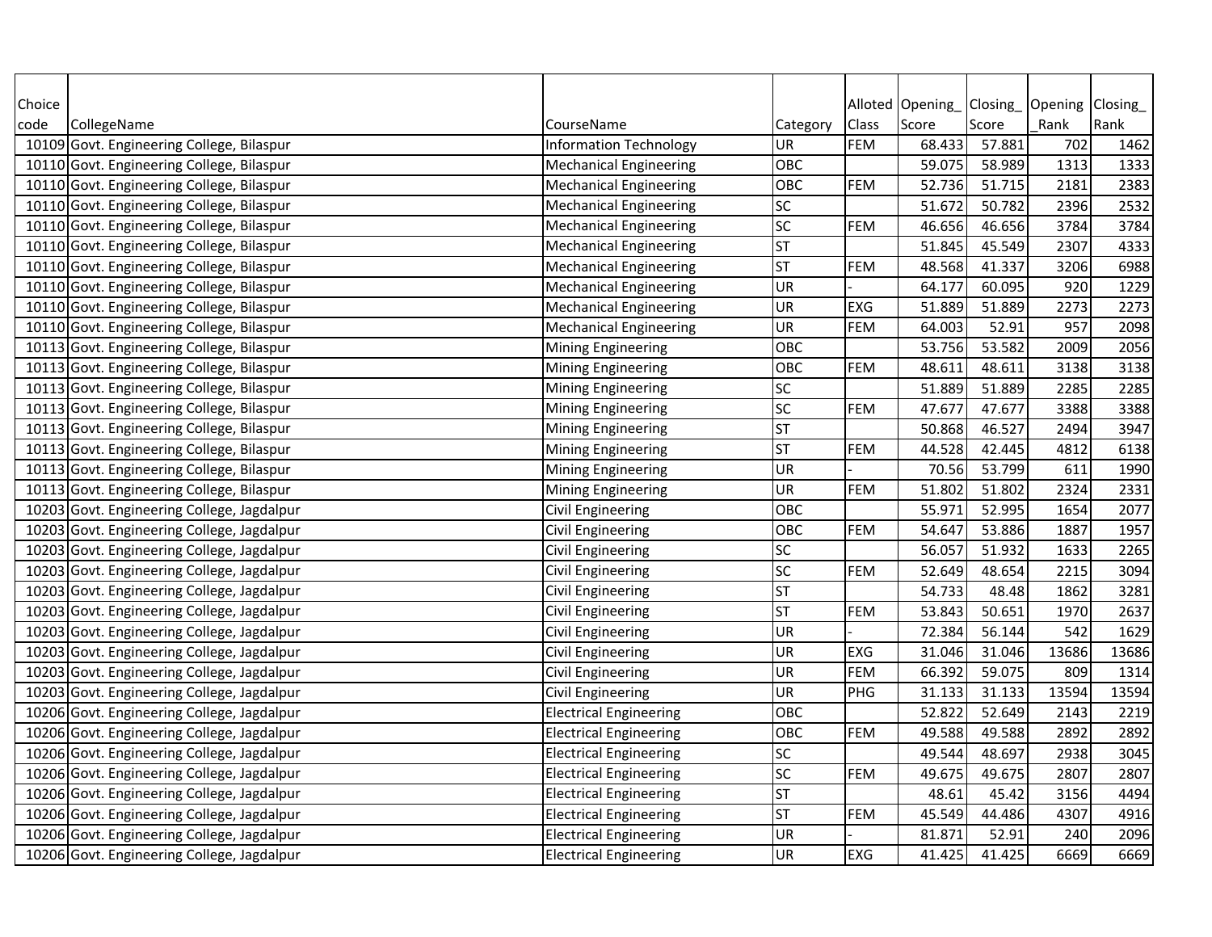| Choice code | CollegeName | CourseName | Category | Alloted Class | Opening_ Score | Closing_ Score | Opening _Rank | Closing_ Rank |
|---|---|---|---|---|---|---|---|---|
| 10109 | Govt. Engineering College, Bilaspur | Information Technology | UR | FEM | 68.433 | 57.881 | 702 | 1462 |
| 10110 | Govt. Engineering College, Bilaspur | Mechanical Engineering | OBC | | 59.075 | 58.989 | 1313 | 1333 |
| 10110 | Govt. Engineering College, Bilaspur | Mechanical Engineering | OBC | FEM | 52.736 | 51.715 | 2181 | 2383 |
| 10110 | Govt. Engineering College, Bilaspur | Mechanical Engineering | SC | | 51.672 | 50.782 | 2396 | 2532 |
| 10110 | Govt. Engineering College, Bilaspur | Mechanical Engineering | SC | FEM | 46.656 | 46.656 | 3784 | 3784 |
| 10110 | Govt. Engineering College, Bilaspur | Mechanical Engineering | ST | | 51.845 | 45.549 | 2307 | 4333 |
| 10110 | Govt. Engineering College, Bilaspur | Mechanical Engineering | ST | FEM | 48.568 | 41.337 | 3206 | 6988 |
| 10110 | Govt. Engineering College, Bilaspur | Mechanical Engineering | UR | - | 64.177 | 60.095 | 920 | 1229 |
| 10110 | Govt. Engineering College, Bilaspur | Mechanical Engineering | UR | EXG | 51.889 | 51.889 | 2273 | 2273 |
| 10110 | Govt. Engineering College, Bilaspur | Mechanical Engineering | UR | FEM | 64.003 | 52.91 | 957 | 2098 |
| 10113 | Govt. Engineering College, Bilaspur | Mining Engineering | OBC | | 53.756 | 53.582 | 2009 | 2056 |
| 10113 | Govt. Engineering College, Bilaspur | Mining Engineering | OBC | FEM | 48.611 | 48.611 | 3138 | 3138 |
| 10113 | Govt. Engineering College, Bilaspur | Mining Engineering | SC | | 51.889 | 51.889 | 2285 | 2285 |
| 10113 | Govt. Engineering College, Bilaspur | Mining Engineering | SC | FEM | 47.677 | 47.677 | 3388 | 3388 |
| 10113 | Govt. Engineering College, Bilaspur | Mining Engineering | ST | | 50.868 | 46.527 | 2494 | 3947 |
| 10113 | Govt. Engineering College, Bilaspur | Mining Engineering | ST | FEM | 44.528 | 42.445 | 4812 | 6138 |
| 10113 | Govt. Engineering College, Bilaspur | Mining Engineering | UR | - | 70.56 | 53.799 | 611 | 1990 |
| 10113 | Govt. Engineering College, Bilaspur | Mining Engineering | UR | FEM | 51.802 | 51.802 | 2324 | 2331 |
| 10203 | Govt. Engineering College, Jagdalpur | Civil Engineering | OBC | | 55.971 | 52.995 | 1654 | 2077 |
| 10203 | Govt. Engineering College, Jagdalpur | Civil Engineering | OBC | FEM | 54.647 | 53.886 | 1887 | 1957 |
| 10203 | Govt. Engineering College, Jagdalpur | Civil Engineering | SC | | 56.057 | 51.932 | 1633 | 2265 |
| 10203 | Govt. Engineering College, Jagdalpur | Civil Engineering | SC | FEM | 52.649 | 48.654 | 2215 | 3094 |
| 10203 | Govt. Engineering College, Jagdalpur | Civil Engineering | ST | | 54.733 | 48.48 | 1862 | 3281 |
| 10203 | Govt. Engineering College, Jagdalpur | Civil Engineering | ST | FEM | 53.843 | 50.651 | 1970 | 2637 |
| 10203 | Govt. Engineering College, Jagdalpur | Civil Engineering | UR | - | 72.384 | 56.144 | 542 | 1629 |
| 10203 | Govt. Engineering College, Jagdalpur | Civil Engineering | UR | EXG | 31.046 | 31.046 | 13686 | 13686 |
| 10203 | Govt. Engineering College, Jagdalpur | Civil Engineering | UR | FEM | 66.392 | 59.075 | 809 | 1314 |
| 10203 | Govt. Engineering College, Jagdalpur | Civil Engineering | UR | PHG | 31.133 | 31.133 | 13594 | 13594 |
| 10206 | Govt. Engineering College, Jagdalpur | Electrical Engineering | OBC | | 52.822 | 52.649 | 2143 | 2219 |
| 10206 | Govt. Engineering College, Jagdalpur | Electrical Engineering | OBC | FEM | 49.588 | 49.588 | 2892 | 2892 |
| 10206 | Govt. Engineering College, Jagdalpur | Electrical Engineering | SC | | 49.544 | 48.697 | 2938 | 3045 |
| 10206 | Govt. Engineering College, Jagdalpur | Electrical Engineering | SC | FEM | 49.675 | 49.675 | 2807 | 2807 |
| 10206 | Govt. Engineering College, Jagdalpur | Electrical Engineering | ST | | 48.61 | 45.42 | 3156 | 4494 |
| 10206 | Govt. Engineering College, Jagdalpur | Electrical Engineering | ST | FEM | 45.549 | 44.486 | 4307 | 4916 |
| 10206 | Govt. Engineering College, Jagdalpur | Electrical Engineering | UR | - | 81.871 | 52.91 | 240 | 2096 |
| 10206 | Govt. Engineering College, Jagdalpur | Electrical Engineering | UR | EXG | 41.425 | 41.425 | 6669 | 6669 |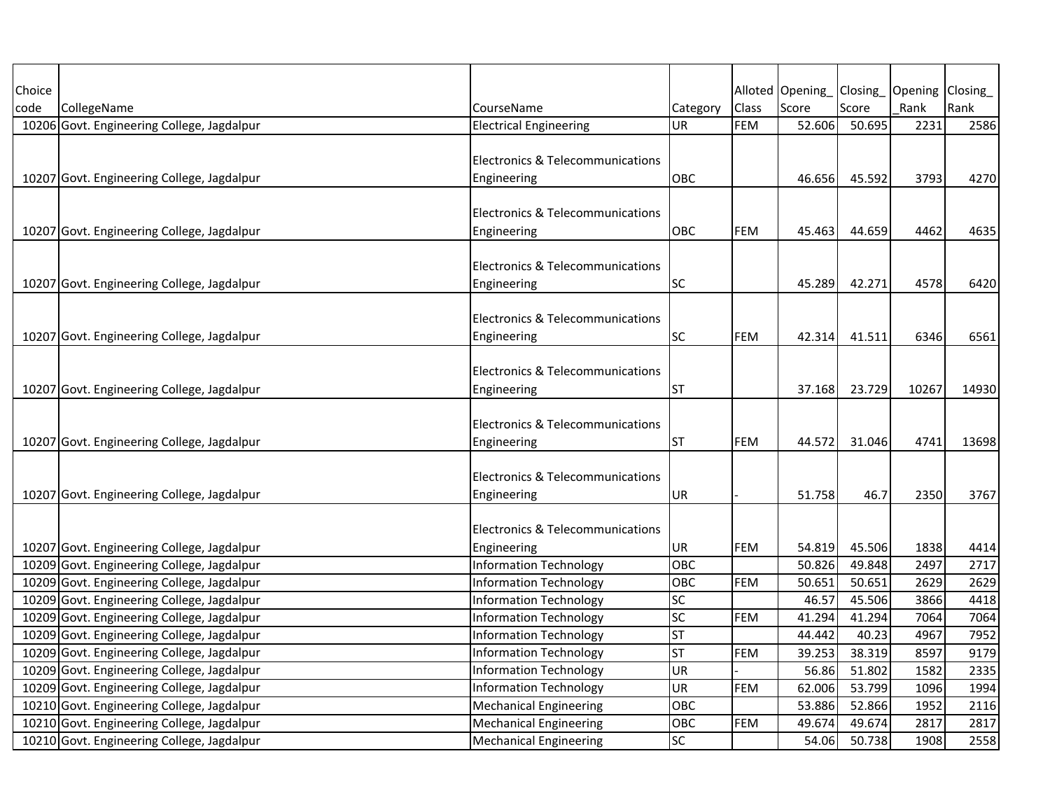| Choice code | CollegeName | CourseName | Category | Alloted Class | Opening_ Score | Closing_ Score | Opening _Rank | Closing_ Rank |
|---|---|---|---|---|---|---|---|---|
| 10206 | Govt. Engineering College, Jagdalpur | Electrical Engineering | UR | FEM | 52.606 | 50.695 | 2231 | 2586 |
| 10207 | Govt. Engineering College, Jagdalpur | Electronics & Telecommunications Engineering | OBC | | 46.656 | 45.592 | 3793 | 4270 |
| 10207 | Govt. Engineering College, Jagdalpur | Electronics & Telecommunications Engineering | OBC | FEM | 45.463 | 44.659 | 4462 | 4635 |
| 10207 | Govt. Engineering College, Jagdalpur | Electronics & Telecommunications Engineering | SC | | 45.289 | 42.271 | 4578 | 6420 |
| 10207 | Govt. Engineering College, Jagdalpur | Electronics & Telecommunications Engineering | SC | FEM | 42.314 | 41.511 | 6346 | 6561 |
| 10207 | Govt. Engineering College, Jagdalpur | Electronics & Telecommunications Engineering | ST | | 37.168 | 23.729 | 10267 | 14930 |
| 10207 | Govt. Engineering College, Jagdalpur | Electronics & Telecommunications Engineering | ST | FEM | 44.572 | 31.046 | 4741 | 13698 |
| 10207 | Govt. Engineering College, Jagdalpur | Electronics & Telecommunications Engineering | UR | - | 51.758 | 46.7 | 2350 | 3767 |
| 10207 | Govt. Engineering College, Jagdalpur | Electronics & Telecommunications Engineering | UR | FEM | 54.819 | 45.506 | 1838 | 4414 |
| 10209 | Govt. Engineering College, Jagdalpur | Information Technology | OBC | | 50.826 | 49.848 | 2497 | 2717 |
| 10209 | Govt. Engineering College, Jagdalpur | Information Technology | OBC | FEM | 50.651 | 50.651 | 2629 | 2629 |
| 10209 | Govt. Engineering College, Jagdalpur | Information Technology | SC | | 46.57 | 45.506 | 3866 | 4418 |
| 10209 | Govt. Engineering College, Jagdalpur | Information Technology | SC | FEM | 41.294 | 41.294 | 7064 | 7064 |
| 10209 | Govt. Engineering College, Jagdalpur | Information Technology | ST | | 44.442 | 40.23 | 4967 | 7952 |
| 10209 | Govt. Engineering College, Jagdalpur | Information Technology | ST | FEM | 39.253 | 38.319 | 8597 | 9179 |
| 10209 | Govt. Engineering College, Jagdalpur | Information Technology | UR | - | 56.86 | 51.802 | 1582 | 2335 |
| 10209 | Govt. Engineering College, Jagdalpur | Information Technology | UR | FEM | 62.006 | 53.799 | 1096 | 1994 |
| 10210 | Govt. Engineering College, Jagdalpur | Mechanical Engineering | OBC | | 53.886 | 52.866 | 1952 | 2116 |
| 10210 | Govt. Engineering College, Jagdalpur | Mechanical Engineering | OBC | FEM | 49.674 | 49.674 | 2817 | 2817 |
| 10210 | Govt. Engineering College, Jagdalpur | Mechanical Engineering | SC | | 54.06 | 50.738 | 1908 | 2558 |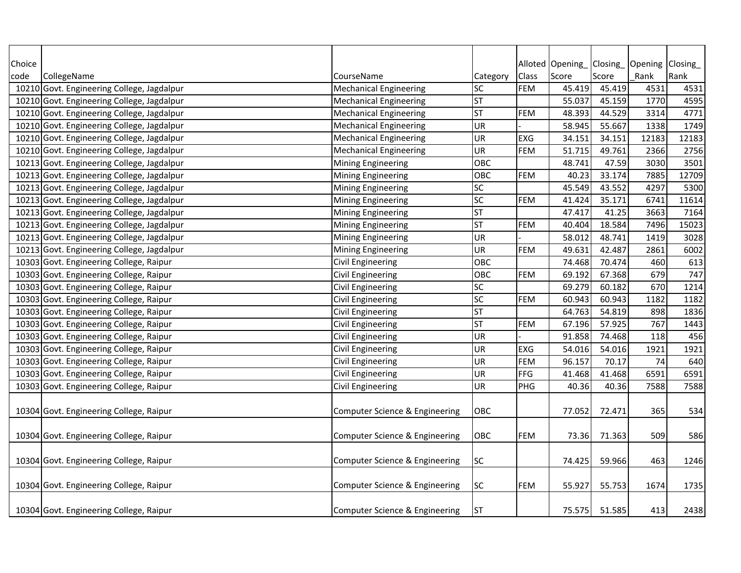| Choice code | CollegeName | CourseName | Category | Alloted Class | Opening_ Score | Closing_ Score | Opening _Rank | Closing_ Rank |
|---|---|---|---|---|---|---|---|---|
| 10210 | Govt. Engineering College, Jagdalpur | Mechanical Engineering | SC | FEM | 45.419 | 45.419 | 4531 | 4531 |
| 10210 | Govt. Engineering College, Jagdalpur | Mechanical Engineering | ST | | 55.037 | 45.159 | 1770 | 4595 |
| 10210 | Govt. Engineering College, Jagdalpur | Mechanical Engineering | ST | FEM | 48.393 | 44.529 | 3314 | 4771 |
| 10210 | Govt. Engineering College, Jagdalpur | Mechanical Engineering | UR | - | 58.945 | 55.667 | 1338 | 1749 |
| 10210 | Govt. Engineering College, Jagdalpur | Mechanical Engineering | UR | EXG | 34.151 | 34.151 | 12183 | 12183 |
| 10210 | Govt. Engineering College, Jagdalpur | Mechanical Engineering | UR | FEM | 51.715 | 49.761 | 2366 | 2756 |
| 10213 | Govt. Engineering College, Jagdalpur | Mining Engineering | OBC | | 48.741 | 47.59 | 3030 | 3501 |
| 10213 | Govt. Engineering College, Jagdalpur | Mining Engineering | OBC | FEM | 40.23 | 33.174 | 7885 | 12709 |
| 10213 | Govt. Engineering College, Jagdalpur | Mining Engineering | SC | | 45.549 | 43.552 | 4297 | 5300 |
| 10213 | Govt. Engineering College, Jagdalpur | Mining Engineering | SC | FEM | 41.424 | 35.171 | 6741 | 11614 |
| 10213 | Govt. Engineering College, Jagdalpur | Mining Engineering | ST | | 47.417 | 41.25 | 3663 | 7164 |
| 10213 | Govt. Engineering College, Jagdalpur | Mining Engineering | ST | FEM | 40.404 | 18.584 | 7496 | 15023 |
| 10213 | Govt. Engineering College, Jagdalpur | Mining Engineering | UR | - | 58.012 | 48.741 | 1419 | 3028 |
| 10213 | Govt. Engineering College, Jagdalpur | Mining Engineering | UR | FEM | 49.631 | 42.487 | 2861 | 6002 |
| 10303 | Govt. Engineering College, Raipur | Civil Engineering | OBC | | 74.468 | 70.474 | 460 | 613 |
| 10303 | Govt. Engineering College, Raipur | Civil Engineering | OBC | FEM | 69.192 | 67.368 | 679 | 747 |
| 10303 | Govt. Engineering College, Raipur | Civil Engineering | SC | | 69.279 | 60.182 | 670 | 1214 |
| 10303 | Govt. Engineering College, Raipur | Civil Engineering | SC | FEM | 60.943 | 60.943 | 1182 | 1182 |
| 10303 | Govt. Engineering College, Raipur | Civil Engineering | ST | | 64.763 | 54.819 | 898 | 1836 |
| 10303 | Govt. Engineering College, Raipur | Civil Engineering | ST | FEM | 67.196 | 57.925 | 767 | 1443 |
| 10303 | Govt. Engineering College, Raipur | Civil Engineering | UR | - | 91.858 | 74.468 | 118 | 456 |
| 10303 | Govt. Engineering College, Raipur | Civil Engineering | UR | EXG | 54.016 | 54.016 | 1921 | 1921 |
| 10303 | Govt. Engineering College, Raipur | Civil Engineering | UR | FEM | 96.157 | 70.17 | 74 | 640 |
| 10303 | Govt. Engineering College, Raipur | Civil Engineering | UR | FFG | 41.468 | 41.468 | 6591 | 6591 |
| 10303 | Govt. Engineering College, Raipur | Civil Engineering | UR | PHG | 40.36 | 40.36 | 7588 | 7588 |
| 10304 | Govt. Engineering College, Raipur | Computer Science & Engineering | OBC | | 77.052 | 72.471 | 365 | 534 |
| 10304 | Govt. Engineering College, Raipur | Computer Science & Engineering | OBC | FEM | 73.36 | 71.363 | 509 | 586 |
| 10304 | Govt. Engineering College, Raipur | Computer Science & Engineering | SC | | 74.425 | 59.966 | 463 | 1246 |
| 10304 | Govt. Engineering College, Raipur | Computer Science & Engineering | SC | FEM | 55.927 | 55.753 | 1674 | 1735 |
| 10304 | Govt. Engineering College, Raipur | Computer Science & Engineering | ST | | 75.575 | 51.585 | 413 | 2438 |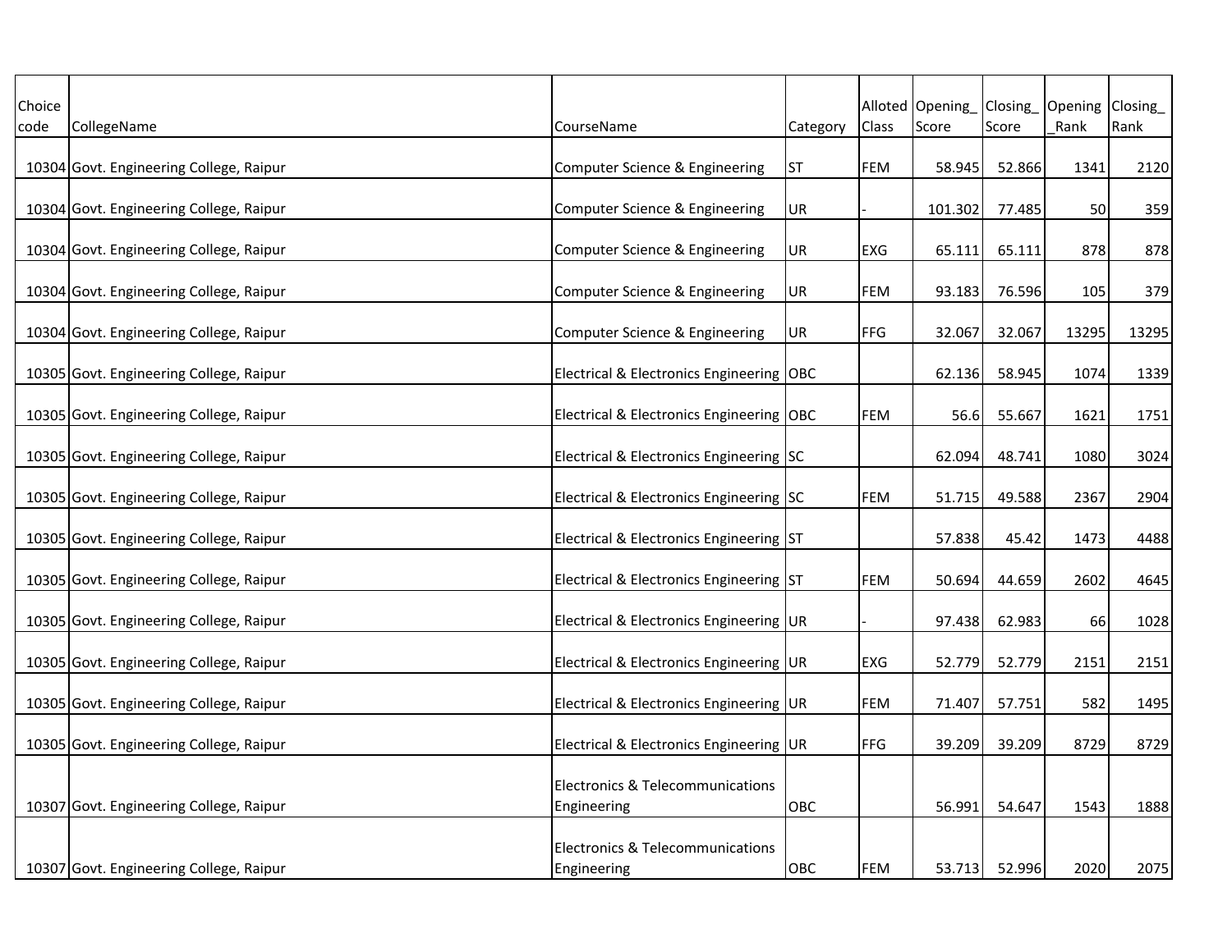| Choice code | CollegeName | CourseName | Category | Alloted Class | Opening_ Score | Closing_ Score | Opening _Rank | Closing_ Rank |
|---|---|---|---|---|---|---|---|---|
| 10304 | Govt. Engineering College, Raipur | Computer Science & Engineering | ST | FEM | 58.945 | 52.866 | 1341 | 2120 |
| 10304 | Govt. Engineering College, Raipur | Computer Science & Engineering | UR | - | 101.302 | 77.485 | 50 | 359 |
| 10304 | Govt. Engineering College, Raipur | Computer Science & Engineering | UR | EXG | 65.111 | 65.111 | 878 | 878 |
| 10304 | Govt. Engineering College, Raipur | Computer Science & Engineering | UR | FEM | 93.183 | 76.596 | 105 | 379 |
| 10304 | Govt. Engineering College, Raipur | Computer Science & Engineering | UR | FFG | 32.067 | 32.067 | 13295 | 13295 |
| 10305 | Govt. Engineering College, Raipur | Electrical & Electronics Engineering | OBC | | 62.136 | 58.945 | 1074 | 1339 |
| 10305 | Govt. Engineering College, Raipur | Electrical & Electronics Engineering | OBC | FEM | 56.6 | 55.667 | 1621 | 1751 |
| 10305 | Govt. Engineering College, Raipur | Electrical & Electronics Engineering | SC | | 62.094 | 48.741 | 1080 | 3024 |
| 10305 | Govt. Engineering College, Raipur | Electrical & Electronics Engineering | SC | FEM | 51.715 | 49.588 | 2367 | 2904 |
| 10305 | Govt. Engineering College, Raipur | Electrical & Electronics Engineering | ST | | 57.838 | 45.42 | 1473 | 4488 |
| 10305 | Govt. Engineering College, Raipur | Electrical & Electronics Engineering | ST | FEM | 50.694 | 44.659 | 2602 | 4645 |
| 10305 | Govt. Engineering College, Raipur | Electrical & Electronics Engineering | UR | - | 97.438 | 62.983 | 66 | 1028 |
| 10305 | Govt. Engineering College, Raipur | Electrical & Electronics Engineering | UR | EXG | 52.779 | 52.779 | 2151 | 2151 |
| 10305 | Govt. Engineering College, Raipur | Electrical & Electronics Engineering | UR | FEM | 71.407 | 57.751 | 582 | 1495 |
| 10305 | Govt. Engineering College, Raipur | Electrical & Electronics Engineering | UR | FFG | 39.209 | 39.209 | 8729 | 8729 |
| 10307 | Govt. Engineering College, Raipur | Electronics & Telecommunications Engineering | OBC | | 56.991 | 54.647 | 1543 | 1888 |
| 10307 | Govt. Engineering College, Raipur | Electronics & Telecommunications Engineering | OBC | FEM | 53.713 | 52.996 | 2020 | 2075 |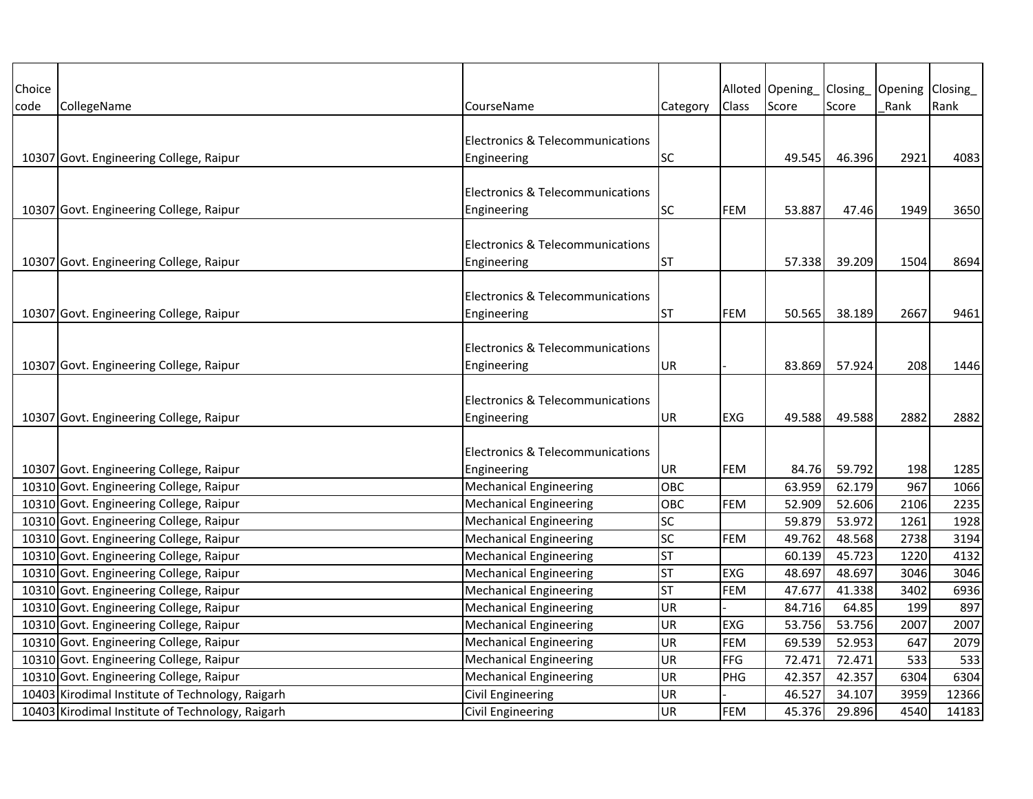| Choice code | CollegeName | CourseName | Category | Alloted Class | Opening_ Score | Closing_ Score | Opening _Rank | Closing_ Rank |
|---|---|---|---|---|---|---|---|---|
| 10307 | Govt. Engineering College, Raipur | Electronics & Telecommunications Engineering | SC | | 49.545 | 46.396 | 2921 | 4083 |
| 10307 | Govt. Engineering College, Raipur | Electronics & Telecommunications Engineering | SC | FEM | 53.887 | 47.46 | 1949 | 3650 |
| 10307 | Govt. Engineering College, Raipur | Electronics & Telecommunications Engineering | ST | | 57.338 | 39.209 | 1504 | 8694 |
| 10307 | Govt. Engineering College, Raipur | Electronics & Telecommunications Engineering | ST | FEM | 50.565 | 38.189 | 2667 | 9461 |
| 10307 | Govt. Engineering College, Raipur | Electronics & Telecommunications Engineering | UR | - | 83.869 | 57.924 | 208 | 1446 |
| 10307 | Govt. Engineering College, Raipur | Electronics & Telecommunications Engineering | UR | EXG | 49.588 | 49.588 | 2882 | 2882 |
| 10307 | Govt. Engineering College, Raipur | Electronics & Telecommunications Engineering | UR | FEM | 84.76 | 59.792 | 198 | 1285 |
| 10310 | Govt. Engineering College, Raipur | Mechanical Engineering | OBC | | 63.959 | 62.179 | 967 | 1066 |
| 10310 | Govt. Engineering College, Raipur | Mechanical Engineering | OBC | FEM | 52.909 | 52.606 | 2106 | 2235 |
| 10310 | Govt. Engineering College, Raipur | Mechanical Engineering | SC | | 59.879 | 53.972 | 1261 | 1928 |
| 10310 | Govt. Engineering College, Raipur | Mechanical Engineering | SC | FEM | 49.762 | 48.568 | 2738 | 3194 |
| 10310 | Govt. Engineering College, Raipur | Mechanical Engineering | ST | | 60.139 | 45.723 | 1220 | 4132 |
| 10310 | Govt. Engineering College, Raipur | Mechanical Engineering | ST | EXG | 48.697 | 48.697 | 3046 | 3046 |
| 10310 | Govt. Engineering College, Raipur | Mechanical Engineering | ST | FEM | 47.677 | 41.338 | 3402 | 6936 |
| 10310 | Govt. Engineering College, Raipur | Mechanical Engineering | UR | - | 84.716 | 64.85 | 199 | 897 |
| 10310 | Govt. Engineering College, Raipur | Mechanical Engineering | UR | EXG | 53.756 | 53.756 | 2007 | 2007 |
| 10310 | Govt. Engineering College, Raipur | Mechanical Engineering | UR | FEM | 69.539 | 52.953 | 647 | 2079 |
| 10310 | Govt. Engineering College, Raipur | Mechanical Engineering | UR | FFG | 72.471 | 72.471 | 533 | 533 |
| 10310 | Govt. Engineering College, Raipur | Mechanical Engineering | UR | PHG | 42.357 | 42.357 | 6304 | 6304 |
| 10403 | Kirodimal Institute of Technology, Raigarh | Civil Engineering | UR | - | 46.527 | 34.107 | 3959 | 12366 |
| 10403 | Kirodimal Institute of Technology, Raigarh | Civil Engineering | UR | FEM | 45.376 | 29.896 | 4540 | 14183 |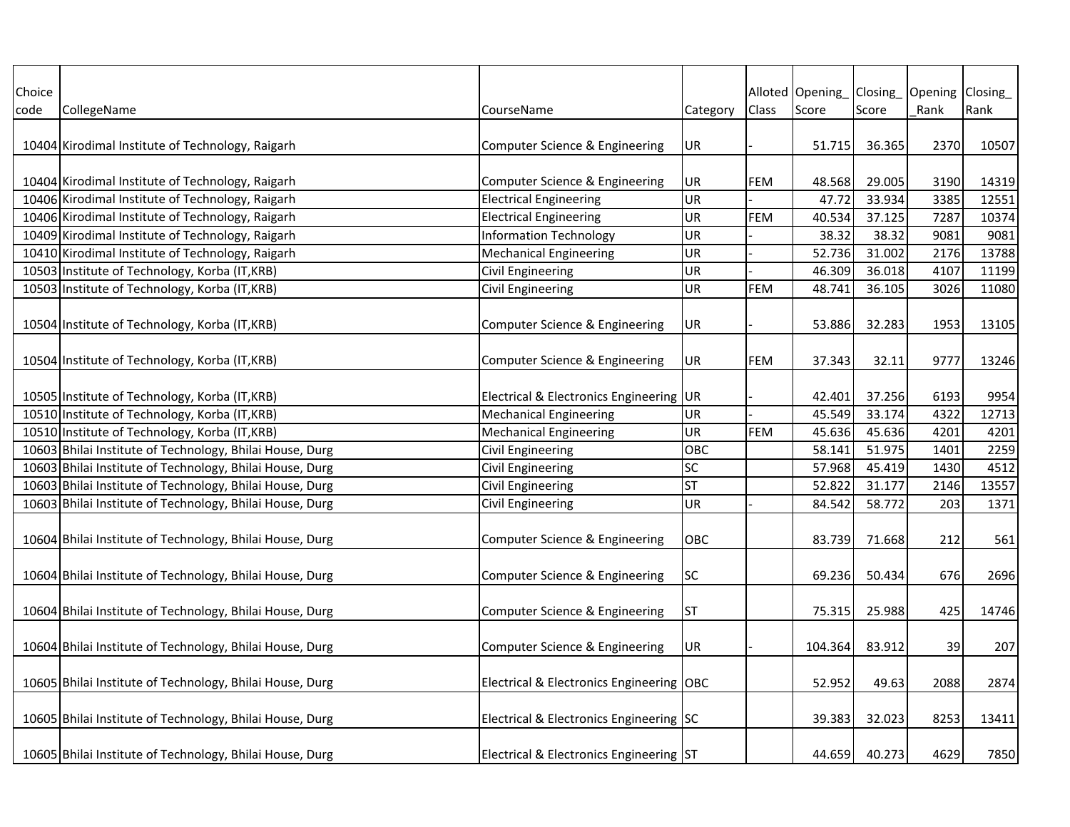| Choice code | CollegeName | CourseName | Category | Alloted Class | Opening_ Score | Closing_ Score | Opening _Rank | Closing_ Rank |
|---|---|---|---|---|---|---|---|---|
| 10404 | Kirodimal Institute of Technology, Raigarh | Computer Science & Engineering | UR | - | 51.715 | 36.365 | 2370 | 10507 |
| 10404 | Kirodimal Institute of Technology, Raigarh | Computer Science & Engineering | UR | FEM | 48.568 | 29.005 | 3190 | 14319 |
| 10406 | Kirodimal Institute of Technology, Raigarh | Electrical Engineering | UR | - | 47.72 | 33.934 | 3385 | 12551 |
| 10406 | Kirodimal Institute of Technology, Raigarh | Electrical Engineering | UR | FEM | 40.534 | 37.125 | 7287 | 10374 |
| 10409 | Kirodimal Institute of Technology, Raigarh | Information Technology | UR | - | 38.32 | 38.32 | 9081 | 9081 |
| 10410 | Kirodimal Institute of Technology, Raigarh | Mechanical Engineering | UR | - | 52.736 | 31.002 | 2176 | 13788 |
| 10503 | Institute of Technology, Korba (IT,KRB) | Civil Engineering | UR | - | 46.309 | 36.018 | 4107 | 11199 |
| 10503 | Institute of Technology, Korba (IT,KRB) | Civil Engineering | UR | FEM | 48.741 | 36.105 | 3026 | 11080 |
| 10504 | Institute of Technology, Korba (IT,KRB) | Computer Science & Engineering | UR | - | 53.886 | 32.283 | 1953 | 13105 |
| 10504 | Institute of Technology, Korba (IT,KRB) | Computer Science & Engineering | UR | FEM | 37.343 | 32.11 | 9777 | 13246 |
| 10505 | Institute of Technology, Korba (IT,KRB) | Electrical & Electronics Engineering | UR | - | 42.401 | 37.256 | 6193 | 9954 |
| 10510 | Institute of Technology, Korba (IT,KRB) | Mechanical Engineering | UR | - | 45.549 | 33.174 | 4322 | 12713 |
| 10510 | Institute of Technology, Korba (IT,KRB) | Mechanical Engineering | UR | FEM | 45.636 | 45.636 | 4201 | 4201 |
| 10603 | Bhilai Institute of Technology, Bhilai House, Durg | Civil Engineering | OBC | | 58.141 | 51.975 | 1401 | 2259 |
| 10603 | Bhilai Institute of Technology, Bhilai House, Durg | Civil Engineering | SC | | 57.968 | 45.419 | 1430 | 4512 |
| 10603 | Bhilai Institute of Technology, Bhilai House, Durg | Civil Engineering | ST | | 52.822 | 31.177 | 2146 | 13557 |
| 10603 | Bhilai Institute of Technology, Bhilai House, Durg | Civil Engineering | UR | - | 84.542 | 58.772 | 203 | 1371 |
| 10604 | Bhilai Institute of Technology, Bhilai House, Durg | Computer Science & Engineering | OBC | | 83.739 | 71.668 | 212 | 561 |
| 10604 | Bhilai Institute of Technology, Bhilai House, Durg | Computer Science & Engineering | SC | | 69.236 | 50.434 | 676 | 2696 |
| 10604 | Bhilai Institute of Technology, Bhilai House, Durg | Computer Science & Engineering | ST | | 75.315 | 25.988 | 425 | 14746 |
| 10604 | Bhilai Institute of Technology, Bhilai House, Durg | Computer Science & Engineering | UR | - | 104.364 | 83.912 | 39 | 207 |
| 10605 | Bhilai Institute of Technology, Bhilai House, Durg | Electrical & Electronics Engineering | OBC | | 52.952 | 49.63 | 2088 | 2874 |
| 10605 | Bhilai Institute of Technology, Bhilai House, Durg | Electrical & Electronics Engineering | SC | | 39.383 | 32.023 | 8253 | 13411 |
| 10605 | Bhilai Institute of Technology, Bhilai House, Durg | Electrical & Electronics Engineering | ST | | 44.659 | 40.273 | 4629 | 7850 |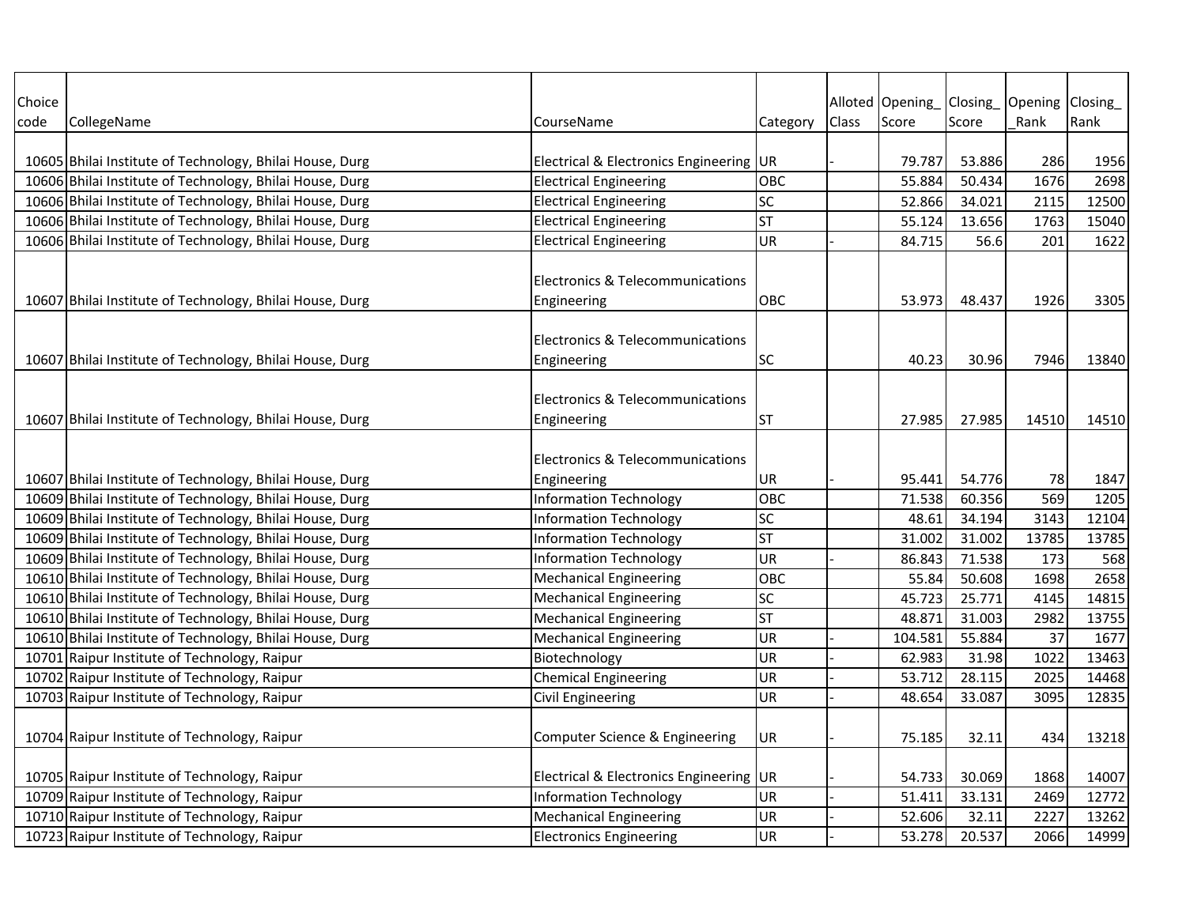| Choice code | CollegeName | CourseName | Category | Alloted Class | Opening_ Score | Closing_ Score | Opening _Rank | Closing_ Rank |
|---|---|---|---|---|---|---|---|---|
| 10605 | Bhilai Institute of Technology, Bhilai House, Durg | Electrical & Electronics Engineering | UR | - | 79.787 | 53.886 | 286 | 1956 |
| 10606 | Bhilai Institute of Technology, Bhilai House, Durg | Electrical Engineering | OBC | | 55.884 | 50.434 | 1676 | 2698 |
| 10606 | Bhilai Institute of Technology, Bhilai House, Durg | Electrical Engineering | SC | | 52.866 | 34.021 | 2115 | 12500 |
| 10606 | Bhilai Institute of Technology, Bhilai House, Durg | Electrical Engineering | ST | | 55.124 | 13.656 | 1763 | 15040 |
| 10606 | Bhilai Institute of Technology, Bhilai House, Durg | Electrical Engineering | UR | - | 84.715 | 56.6 | 201 | 1622 |
| 10607 | Bhilai Institute of Technology, Bhilai House, Durg | Electronics & Telecommunications Engineering | OBC | | 53.973 | 48.437 | 1926 | 3305 |
| 10607 | Bhilai Institute of Technology, Bhilai House, Durg | Electronics & Telecommunications Engineering | SC | | 40.23 | 30.96 | 7946 | 13840 |
| 10607 | Bhilai Institute of Technology, Bhilai House, Durg | Electronics & Telecommunications Engineering | ST | | 27.985 | 27.985 | 14510 | 14510 |
| 10607 | Bhilai Institute of Technology, Bhilai House, Durg | Electronics & Telecommunications Engineering | UR | - | 95.441 | 54.776 | 78 | 1847 |
| 10609 | Bhilai Institute of Technology, Bhilai House, Durg | Information Technology | OBC | | 71.538 | 60.356 | 569 | 1205 |
| 10609 | Bhilai Institute of Technology, Bhilai House, Durg | Information Technology | SC | | 48.61 | 34.194 | 3143 | 12104 |
| 10609 | Bhilai Institute of Technology, Bhilai House, Durg | Information Technology | ST | | 31.002 | 31.002 | 13785 | 13785 |
| 10609 | Bhilai Institute of Technology, Bhilai House, Durg | Information Technology | UR | - | 86.843 | 71.538 | 173 | 568 |
| 10610 | Bhilai Institute of Technology, Bhilai House, Durg | Mechanical Engineering | OBC | | 55.84 | 50.608 | 1698 | 2658 |
| 10610 | Bhilai Institute of Technology, Bhilai House, Durg | Mechanical Engineering | SC | | 45.723 | 25.771 | 4145 | 14815 |
| 10610 | Bhilai Institute of Technology, Bhilai House, Durg | Mechanical Engineering | ST | | 48.871 | 31.003 | 2982 | 13755 |
| 10610 | Bhilai Institute of Technology, Bhilai House, Durg | Mechanical Engineering | UR | - | 104.581 | 55.884 | 37 | 1677 |
| 10701 | Raipur Institute of Technology, Raipur | Biotechnology | UR | - | 62.983 | 31.98 | 1022 | 13463 |
| 10702 | Raipur Institute of Technology, Raipur | Chemical Engineering | UR | - | 53.712 | 28.115 | 2025 | 14468 |
| 10703 | Raipur Institute of Technology, Raipur | Civil Engineering | UR | - | 48.654 | 33.087 | 3095 | 12835 |
| 10704 | Raipur Institute of Technology, Raipur | Computer Science & Engineering | UR | - | 75.185 | 32.11 | 434 | 13218 |
| 10705 | Raipur Institute of Technology, Raipur | Electrical & Electronics Engineering | UR | - | 54.733 | 30.069 | 1868 | 14007 |
| 10709 | Raipur Institute of Technology, Raipur | Information Technology | UR | - | 51.411 | 33.131 | 2469 | 12772 |
| 10710 | Raipur Institute of Technology, Raipur | Mechanical Engineering | UR | - | 52.606 | 32.11 | 2227 | 13262 |
| 10723 | Raipur Institute of Technology, Raipur | Electronics Engineering | UR | - | 53.278 | 20.537 | 2066 | 14999 |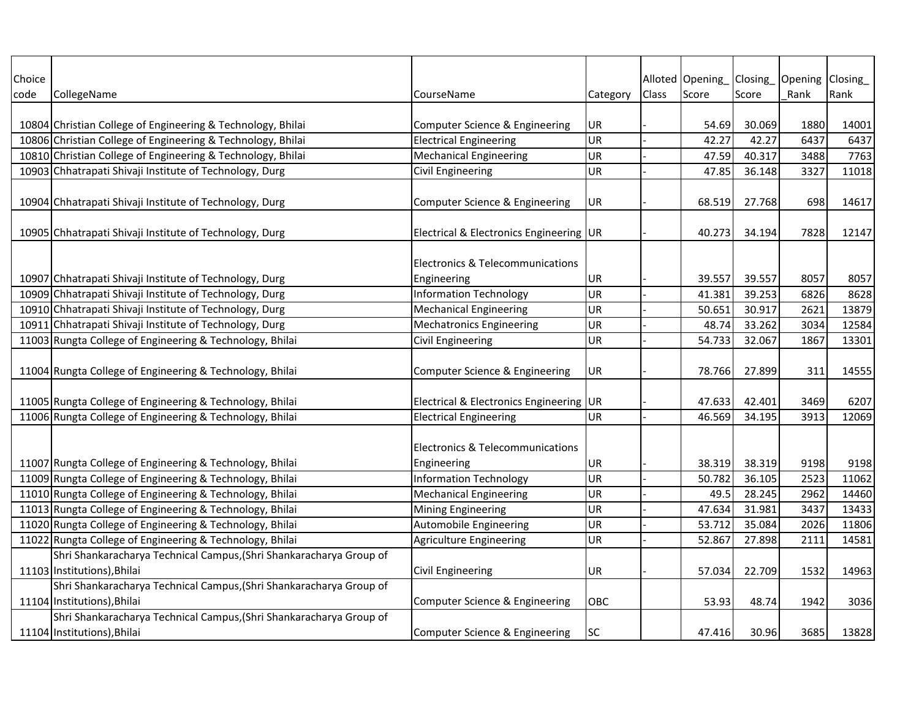| Choice code | CollegeName | CourseName | Category | Alloted Class | Opening_ Score | Closing_ Score | Opening _Rank | Closing_ Rank |
|---|---|---|---|---|---|---|---|---|
| 10804 | Christian College of Engineering & Technology, Bhilai | Computer Science & Engineering | UR | - | 54.69 | 30.069 | 1880 | 14001 |
| 10806 | Christian College of Engineering & Technology, Bhilai | Electrical Engineering | UR | - | 42.27 | 42.27 | 6437 | 6437 |
| 10810 | Christian College of Engineering & Technology, Bhilai | Mechanical Engineering | UR | - | 47.59 | 40.317 | 3488 | 7763 |
| 10903 | Chhatrapati Shivaji Institute of Technology, Durg | Civil Engineering | UR | - | 47.85 | 36.148 | 3327 | 11018 |
| 10904 | Chhatrapati Shivaji Institute of Technology, Durg | Computer Science & Engineering | UR | - | 68.519 | 27.768 | 698 | 14617 |
| 10905 | Chhatrapati Shivaji Institute of Technology, Durg | Electrical & Electronics Engineering | UR | - | 40.273 | 34.194 | 7828 | 12147 |
| 10907 | Chhatrapati Shivaji Institute of Technology, Durg | Electronics & Telecommunications Engineering | UR | - | 39.557 | 39.557 | 8057 | 8057 |
| 10909 | Chhatrapati Shivaji Institute of Technology, Durg | Information Technology | UR | - | 41.381 | 39.253 | 6826 | 8628 |
| 10910 | Chhatrapati Shivaji Institute of Technology, Durg | Mechanical Engineering | UR | - | 50.651 | 30.917 | 2621 | 13879 |
| 10911 | Chhatrapati Shivaji Institute of Technology, Durg | Mechatronics Engineering | UR | - | 48.74 | 33.262 | 3034 | 12584 |
| 11003 | Rungta College of Engineering & Technology, Bhilai | Civil Engineering | UR | - | 54.733 | 32.067 | 1867 | 13301 |
| 11004 | Rungta College of Engineering & Technology, Bhilai | Computer Science & Engineering | UR | - | 78.766 | 27.899 | 311 | 14555 |
| 11005 | Rungta College of Engineering & Technology, Bhilai | Electrical & Electronics Engineering | UR | - | 47.633 | 42.401 | 3469 | 6207 |
| 11006 | Rungta College of Engineering & Technology, Bhilai | Electrical Engineering | UR | - | 46.569 | 34.195 | 3913 | 12069 |
| 11007 | Rungta College of Engineering & Technology, Bhilai | Electronics & Telecommunications Engineering | UR | - | 38.319 | 38.319 | 9198 | 9198 |
| 11009 | Rungta College of Engineering & Technology, Bhilai | Information Technology | UR | - | 50.782 | 36.105 | 2523 | 11062 |
| 11010 | Rungta College of Engineering & Technology, Bhilai | Mechanical Engineering | UR | - | 49.5 | 28.245 | 2962 | 14460 |
| 11013 | Rungta College of Engineering & Technology, Bhilai | Mining Engineering | UR | - | 47.634 | 31.981 | 3437 | 13433 |
| 11020 | Rungta College of Engineering & Technology, Bhilai | Automobile Engineering | UR | - | 53.712 | 35.084 | 2026 | 11806 |
| 11022 | Rungta College of Engineering & Technology, Bhilai | Agriculture Engineering | UR | - | 52.867 | 27.898 | 2111 | 14581 |
| 11103 | Shri Shankaracharya Technical Campus,(Shri Shankaracharya Group of Institutions),Bhilai | Civil Engineering | UR | - | 57.034 | 22.709 | 1532 | 14963 |
| 11104 | Shri Shankaracharya Technical Campus,(Shri Shankaracharya Group of Institutions),Bhilai | Computer Science & Engineering | OBC | | 53.93 | 48.74 | 1942 | 3036 |
| 11104 | Shri Shankaracharya Technical Campus,(Shri Shankaracharya Group of Institutions),Bhilai | Computer Science & Engineering | SC | | 47.416 | 30.96 | 3685 | 13828 |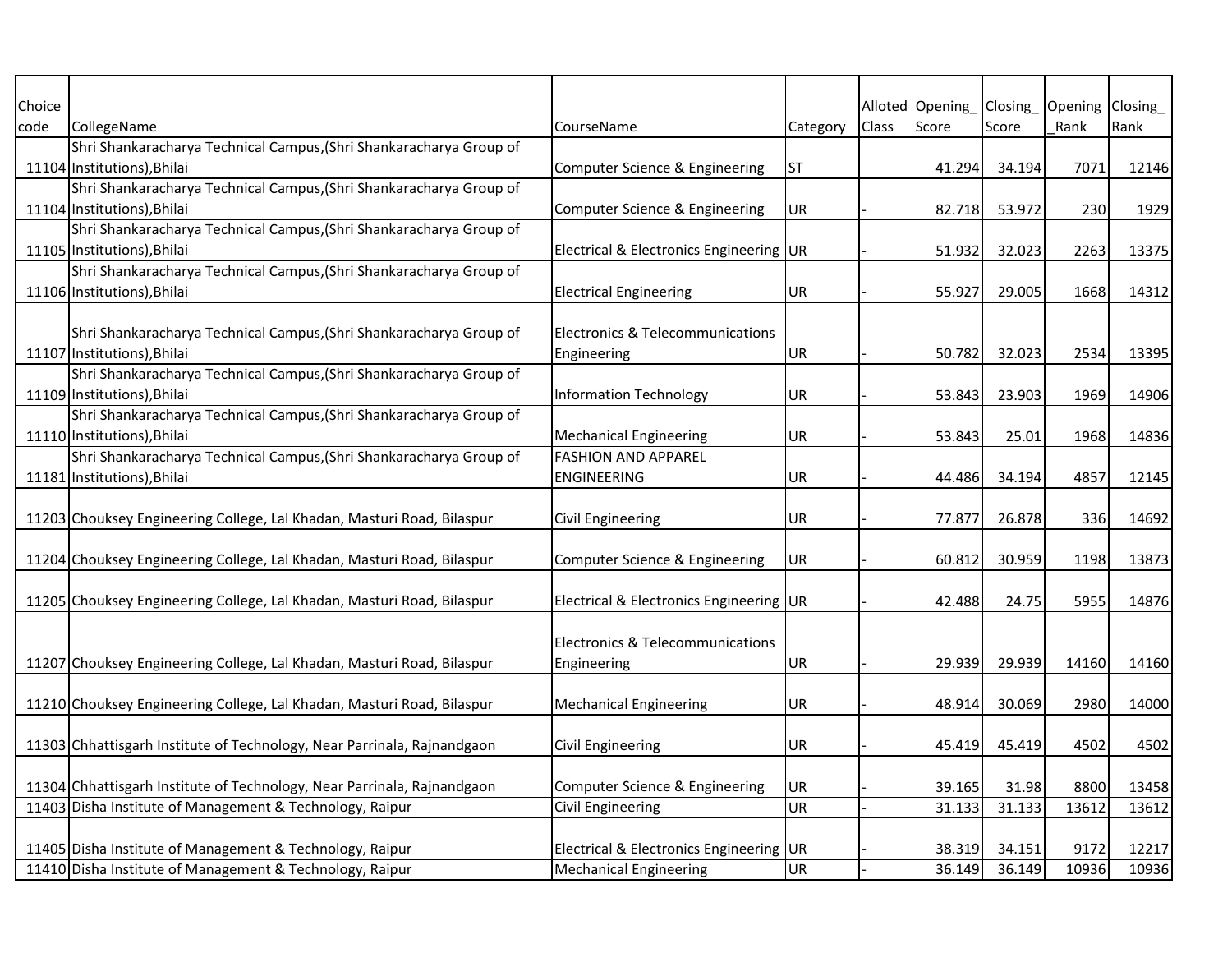| Choice code | CollegeName | CourseName | Category | Alloted Class | Opening_ Score | Closing_ Score | Opening _Rank | Closing_ Rank |
|---|---|---|---|---|---|---|---|---|
| 11104 | Shri Shankaracharya Technical Campus,(Shri Shankaracharya Group of Institutions),Bhilai | Computer Science & Engineering | ST | | 41.294 | 34.194 | 7071 | 12146 |
| 11104 | Shri Shankaracharya Technical Campus,(Shri Shankaracharya Group of Institutions),Bhilai | Computer Science & Engineering | UR | - | 82.718 | 53.972 | 230 | 1929 |
| 11105 | Shri Shankaracharya Technical Campus,(Shri Shankaracharya Group of Institutions),Bhilai | Electrical & Electronics Engineering | UR | - | 51.932 | 32.023 | 2263 | 13375 |
| 11106 | Shri Shankaracharya Technical Campus,(Shri Shankaracharya Group of Institutions),Bhilai | Electrical Engineering | UR | - | 55.927 | 29.005 | 1668 | 14312 |
| 11107 | Shri Shankaracharya Technical Campus,(Shri Shankaracharya Group of Institutions),Bhilai | Electronics & Telecommunications Engineering | UR | - | 50.782 | 32.023 | 2534 | 13395 |
| 11109 | Shri Shankaracharya Technical Campus,(Shri Shankaracharya Group of Institutions),Bhilai | Information Technology | UR | - | 53.843 | 23.903 | 1969 | 14906 |
| 11110 | Shri Shankaracharya Technical Campus,(Shri Shankaracharya Group of Institutions),Bhilai | Mechanical Engineering | UR | - | 53.843 | 25.01 | 1968 | 14836 |
| 11181 | Shri Shankaracharya Technical Campus,(Shri Shankaracharya Group of Institutions),Bhilai | FASHION AND APPAREL ENGINEERING | UR | - | 44.486 | 34.194 | 4857 | 12145 |
| 11203 | Chouksey Engineering College, Lal Khadan, Masturi Road, Bilaspur | Civil Engineering | UR | - | 77.877 | 26.878 | 336 | 14692 |
| 11204 | Chouksey Engineering College, Lal Khadan, Masturi Road, Bilaspur | Computer Science & Engineering | UR | - | 60.812 | 30.959 | 1198 | 13873 |
| 11205 | Chouksey Engineering College, Lal Khadan, Masturi Road, Bilaspur | Electrical & Electronics Engineering | UR | - | 42.488 | 24.75 | 5955 | 14876 |
| 11207 | Chouksey Engineering College, Lal Khadan, Masturi Road, Bilaspur | Electronics & Telecommunications Engineering | UR | - | 29.939 | 29.939 | 14160 | 14160 |
| 11210 | Chouksey Engineering College, Lal Khadan, Masturi Road, Bilaspur | Mechanical Engineering | UR | - | 48.914 | 30.069 | 2980 | 14000 |
| 11303 | Chhattisgarh Institute of Technology, Near Parrinala, Rajnandgaon | Civil Engineering | UR | - | 45.419 | 45.419 | 4502 | 4502 |
| 11304 | Chhattisgarh Institute of Technology, Near Parrinala, Rajnandgaon | Computer Science & Engineering | UR | - | 39.165 | 31.98 | 8800 | 13458 |
| 11403 | Disha Institute of Management & Technology, Raipur | Civil Engineering | UR | - | 31.133 | 31.133 | 13612 | 13612 |
| 11405 | Disha Institute of Management & Technology, Raipur | Electrical & Electronics Engineering | UR | - | 38.319 | 34.151 | 9172 | 12217 |
| 11410 | Disha Institute of Management & Technology, Raipur | Mechanical Engineering | UR | - | 36.149 | 36.149 | 10936 | 10936 |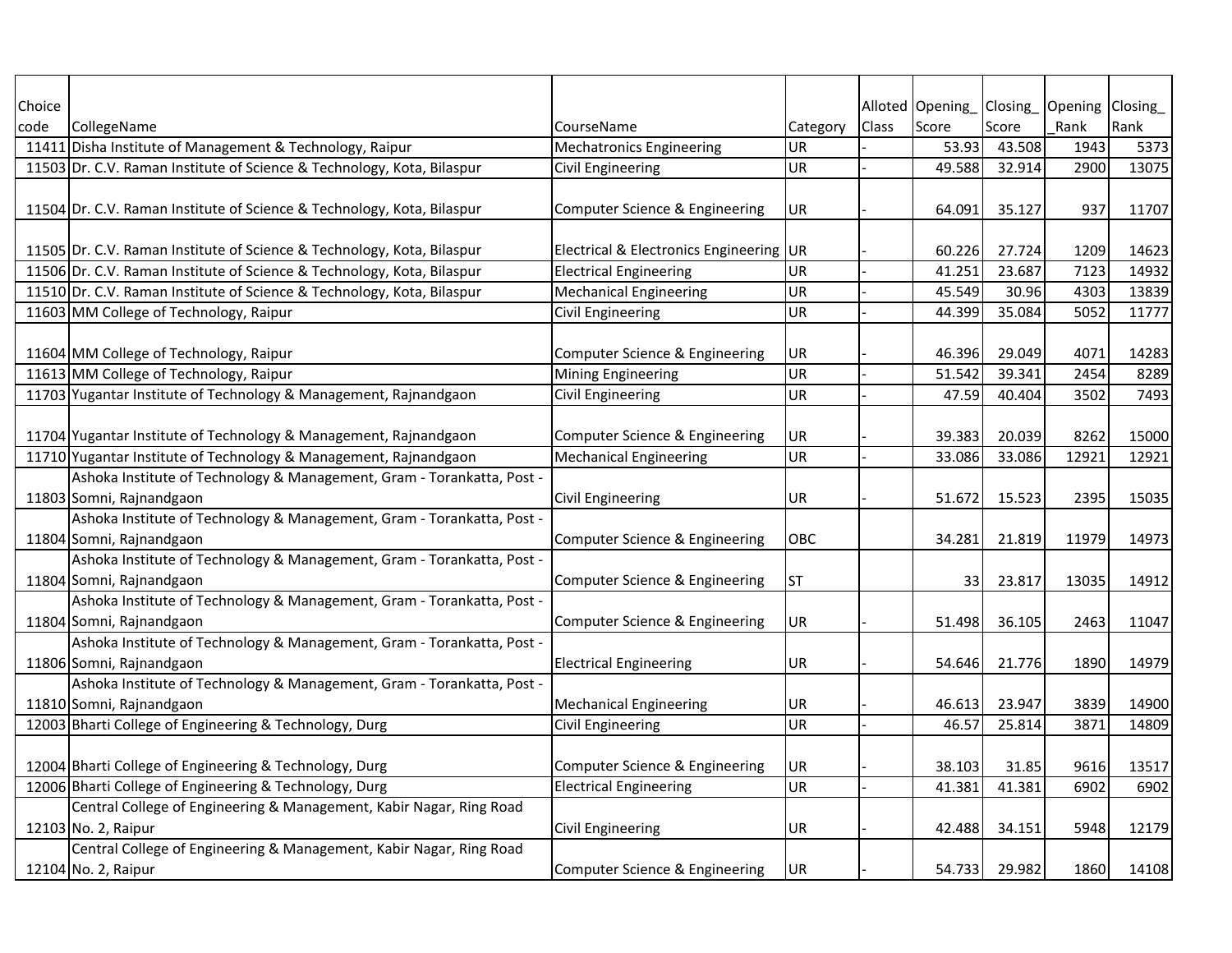| Choice code | CollegeName | CourseName | Category | Alloted Class | Opening_Score | Closing_Score | Opening_Rank | Closing_Rank |
|---|---|---|---|---|---|---|---|---|
| 11411 | Disha Institute of Management & Technology, Raipur | Mechatronics Engineering | UR | - | 53.93 | 43.508 | 1943 | 5373 |
| 11503 | Dr. C.V. Raman Institute of Science & Technology, Kota, Bilaspur | Civil Engineering | UR | - | 49.588 | 32.914 | 2900 | 13075 |
| 11504 | Dr. C.V. Raman Institute of Science & Technology, Kota, Bilaspur | Computer Science & Engineering | UR | - | 64.091 | 35.127 | 937 | 11707 |
| 11505 | Dr. C.V. Raman Institute of Science & Technology, Kota, Bilaspur | Electrical & Electronics Engineering | UR | - | 60.226 | 27.724 | 1209 | 14623 |
| 11506 | Dr. C.V. Raman Institute of Science & Technology, Kota, Bilaspur | Electrical Engineering | UR | - | 41.251 | 23.687 | 7123 | 14932 |
| 11510 | Dr. C.V. Raman Institute of Science & Technology, Kota, Bilaspur | Mechanical Engineering | UR | - | 45.549 | 30.96 | 4303 | 13839 |
| 11603 | MM College of Technology, Raipur | Civil Engineering | UR | - | 44.399 | 35.084 | 5052 | 11777 |
| 11604 | MM College of Technology, Raipur | Computer Science & Engineering | UR | - | 46.396 | 29.049 | 4071 | 14283 |
| 11613 | MM College of Technology, Raipur | Mining Engineering | UR | - | 51.542 | 39.341 | 2454 | 8289 |
| 11703 | Yugantar Institute of Technology & Management, Rajnandgaon | Civil Engineering | UR | - | 47.59 | 40.404 | 3502 | 7493 |
| 11704 | Yugantar Institute of Technology & Management, Rajnandgaon | Computer Science & Engineering | UR | - | 39.383 | 20.039 | 8262 | 15000 |
| 11710 | Yugantar Institute of Technology & Management, Rajnandgaon | Mechanical Engineering | UR | - | 33.086 | 33.086 | 12921 | 12921 |
| 11803 | Ashoka Institute of Technology & Management, Gram - Torankatta, Post - Somni, Rajnandgaon | Civil Engineering | UR | - | 51.672 | 15.523 | 2395 | 15035 |
| 11804 | Ashoka Institute of Technology & Management, Gram - Torankatta, Post - Somni, Rajnandgaon | Computer Science & Engineering | OBC | | 34.281 | 21.819 | 11979 | 14973 |
| 11804 | Ashoka Institute of Technology & Management, Gram - Torankatta, Post - Somni, Rajnandgaon | Computer Science & Engineering | ST | | 33 | 23.817 | 13035 | 14912 |
| 11804 | Ashoka Institute of Technology & Management, Gram - Torankatta, Post - Somni, Rajnandgaon | Computer Science & Engineering | UR | - | 51.498 | 36.105 | 2463 | 11047 |
| 11806 | Ashoka Institute of Technology & Management, Gram - Torankatta, Post - Somni, Rajnandgaon | Electrical Engineering | UR | - | 54.646 | 21.776 | 1890 | 14979 |
| 11810 | Ashoka Institute of Technology & Management, Gram - Torankatta, Post - Somni, Rajnandgaon | Mechanical Engineering | UR | - | 46.613 | 23.947 | 3839 | 14900 |
| 12003 | Bharti College of Engineering & Technology, Durg | Civil Engineering | UR | - | 46.57 | 25.814 | 3871 | 14809 |
| 12004 | Bharti College of Engineering & Technology, Durg | Computer Science & Engineering | UR | - | 38.103 | 31.85 | 9616 | 13517 |
| 12006 | Bharti College of Engineering & Technology, Durg | Electrical Engineering | UR | - | 41.381 | 41.381 | 6902 | 6902 |
| 12103 | Central College of Engineering & Management, Kabir Nagar, Ring Road No. 2, Raipur | Civil Engineering | UR | - | 42.488 | 34.151 | 5948 | 12179 |
| 12104 | Central College of Engineering & Management, Kabir Nagar, Ring Road No. 2, Raipur | Computer Science & Engineering | UR | - | 54.733 | 29.982 | 1860 | 14108 |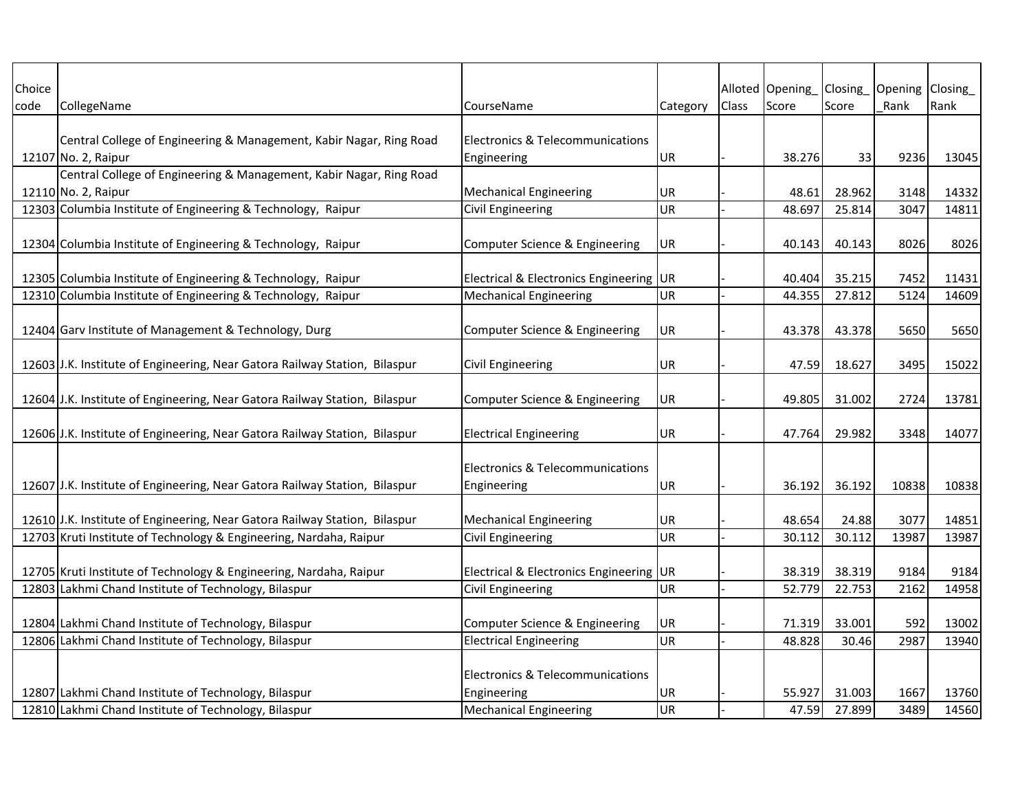| Choice code | CollegeName | CourseName | Category | Alloted Class | Opening_ Score | Closing_ Score | Opening _Rank | Closing_ Rank |
|---|---|---|---|---|---|---|---|---|
| 12107 | Central College of Engineering & Management, Kabir Nagar, Ring Road No. 2, Raipur | Electronics & Telecommunications Engineering | UR | - | 38.276 | 33 | 9236 | 13045 |
| 12110 | Central College of Engineering & Management, Kabir Nagar, Ring Road No. 2, Raipur | Mechanical Engineering | UR | - | 48.61 | 28.962 | 3148 | 14332 |
| 12303 | Columbia Institute of Engineering & Technology, Raipur | Civil Engineering | UR | - | 48.697 | 25.814 | 3047 | 14811 |
| 12304 | Columbia Institute of Engineering & Technology, Raipur | Computer Science & Engineering | UR | - | 40.143 | 40.143 | 8026 | 8026 |
| 12305 | Columbia Institute of Engineering & Technology, Raipur | Electrical & Electronics Engineering | UR | - | 40.404 | 35.215 | 7452 | 11431 |
| 12310 | Columbia Institute of Engineering & Technology, Raipur | Mechanical Engineering | UR | - | 44.355 | 27.812 | 5124 | 14609 |
| 12404 | Garv Institute of Management & Technology, Durg | Computer Science & Engineering | UR | - | 43.378 | 43.378 | 5650 | 5650 |
| 12603 | J.K. Institute of Engineering, Near Gatora Railway Station, Bilaspur | Civil Engineering | UR | - | 47.59 | 18.627 | 3495 | 15022 |
| 12604 | J.K. Institute of Engineering, Near Gatora Railway Station, Bilaspur | Computer Science & Engineering | UR | - | 49.805 | 31.002 | 2724 | 13781 |
| 12606 | J.K. Institute of Engineering, Near Gatora Railway Station, Bilaspur | Electrical Engineering | UR | - | 47.764 | 29.982 | 3348 | 14077 |
| 12607 | J.K. Institute of Engineering, Near Gatora Railway Station, Bilaspur | Electronics & Telecommunications Engineering | UR | - | 36.192 | 36.192 | 10838 | 10838 |
| 12610 | J.K. Institute of Engineering, Near Gatora Railway Station, Bilaspur | Mechanical Engineering | UR | - | 48.654 | 24.88 | 3077 | 14851 |
| 12703 | Kruti Institute of Technology & Engineering, Nardaha, Raipur | Civil Engineering | UR | - | 30.112 | 30.112 | 13987 | 13987 |
| 12705 | Kruti Institute of Technology & Engineering, Nardaha, Raipur | Electrical & Electronics Engineering | UR | - | 38.319 | 38.319 | 9184 | 9184 |
| 12803 | Lakhmi Chand Institute of Technology, Bilaspur | Civil Engineering | UR | - | 52.779 | 22.753 | 2162 | 14958 |
| 12804 | Lakhmi Chand Institute of Technology, Bilaspur | Computer Science & Engineering | UR | - | 71.319 | 33.001 | 592 | 13002 |
| 12806 | Lakhmi Chand Institute of Technology, Bilaspur | Electrical Engineering | UR | - | 48.828 | 30.46 | 2987 | 13940 |
| 12807 | Lakhmi Chand Institute of Technology, Bilaspur | Electronics & Telecommunications Engineering | UR | - | 55.927 | 31.003 | 1667 | 13760 |
| 12810 | Lakhmi Chand Institute of Technology, Bilaspur | Mechanical Engineering | UR | - | 47.59 | 27.899 | 3489 | 14560 |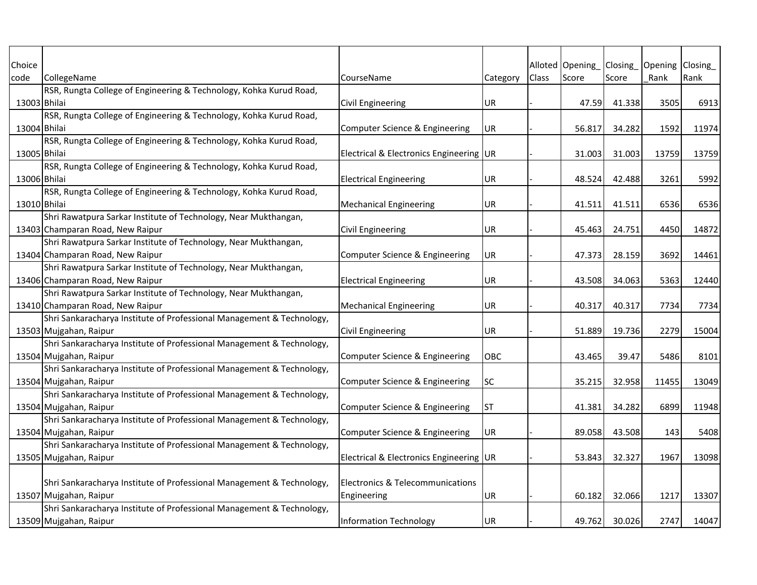| Choice code | CollegeName | CourseName | Category | Alloted Class | Opening_ Score | Closing_ Score | Opening _Rank | Closing_ Rank |
|---|---|---|---|---|---|---|---|---|
| 13003 | RSR, Rungta College of Engineering & Technology, Kohka Kurud Road, Bhilai | Civil Engineering | UR | - | 47.59 | 41.338 | 3505 | 6913 |
| 13004 | RSR, Rungta College of Engineering & Technology, Kohka Kurud Road, Bhilai | Computer Science & Engineering | UR | - | 56.817 | 34.282 | 1592 | 11974 |
| 13005 | RSR, Rungta College of Engineering & Technology, Kohka Kurud Road, Bhilai | Electrical & Electronics Engineering | UR | - | 31.003 | 31.003 | 13759 | 13759 |
| 13006 | RSR, Rungta College of Engineering & Technology, Kohka Kurud Road, Bhilai | Electrical Engineering | UR | - | 48.524 | 42.488 | 3261 | 5992 |
| 13010 | RSR, Rungta College of Engineering & Technology, Kohka Kurud Road, Bhilai | Mechanical Engineering | UR | - | 41.511 | 41.511 | 6536 | 6536 |
| 13403 | Shri Rawatpura Sarkar Institute of Technology, Near Mukthangan, Champaran Road, New Raipur | Civil Engineering | UR | - | 45.463 | 24.751 | 4450 | 14872 |
| 13404 | Shri Rawatpura Sarkar Institute of Technology, Near Mukthangan, Champaran Road, New Raipur | Computer Science & Engineering | UR | - | 47.373 | 28.159 | 3692 | 14461 |
| 13406 | Shri Rawatpura Sarkar Institute of Technology, Near Mukthangan, Champaran Road, New Raipur | Electrical Engineering | UR | - | 43.508 | 34.063 | 5363 | 12440 |
| 13410 | Shri Rawatpura Sarkar Institute of Technology, Near Mukthangan, Champaran Road, New Raipur | Mechanical Engineering | UR | - | 40.317 | 40.317 | 7734 | 7734 |
| 13503 | Shri Sankaracharya Institute of Professional Management & Technology, Mujgahan, Raipur | Civil Engineering | UR | - | 51.889 | 19.736 | 2279 | 15004 |
| 13504 | Shri Sankaracharya Institute of Professional Management & Technology, Mujgahan, Raipur | Computer Science & Engineering | OBC | | 43.465 | 39.47 | 5486 | 8101 |
| 13504 | Shri Sankaracharya Institute of Professional Management & Technology, Mujgahan, Raipur | Computer Science & Engineering | SC | | 35.215 | 32.958 | 11455 | 13049 |
| 13504 | Shri Sankaracharya Institute of Professional Management & Technology, Mujgahan, Raipur | Computer Science & Engineering | ST | | 41.381 | 34.282 | 6899 | 11948 |
| 13504 | Shri Sankaracharya Institute of Professional Management & Technology, Mujgahan, Raipur | Computer Science & Engineering | UR | - | 89.058 | 43.508 | 143 | 5408 |
| 13505 | Shri Sankaracharya Institute of Professional Management & Technology, Mujgahan, Raipur | Electrical & Electronics Engineering | UR | - | 53.843 | 32.327 | 1967 | 13098 |
| 13507 | Shri Sankaracharya Institute of Professional Management & Technology, Mujgahan, Raipur | Electronics & Telecommunications Engineering | UR | - | 60.182 | 32.066 | 1217 | 13307 |
| 13509 | Shri Sankaracharya Institute of Professional Management & Technology, Mujgahan, Raipur | Information Technology | UR | - | 49.762 | 30.026 | 2747 | 14047 |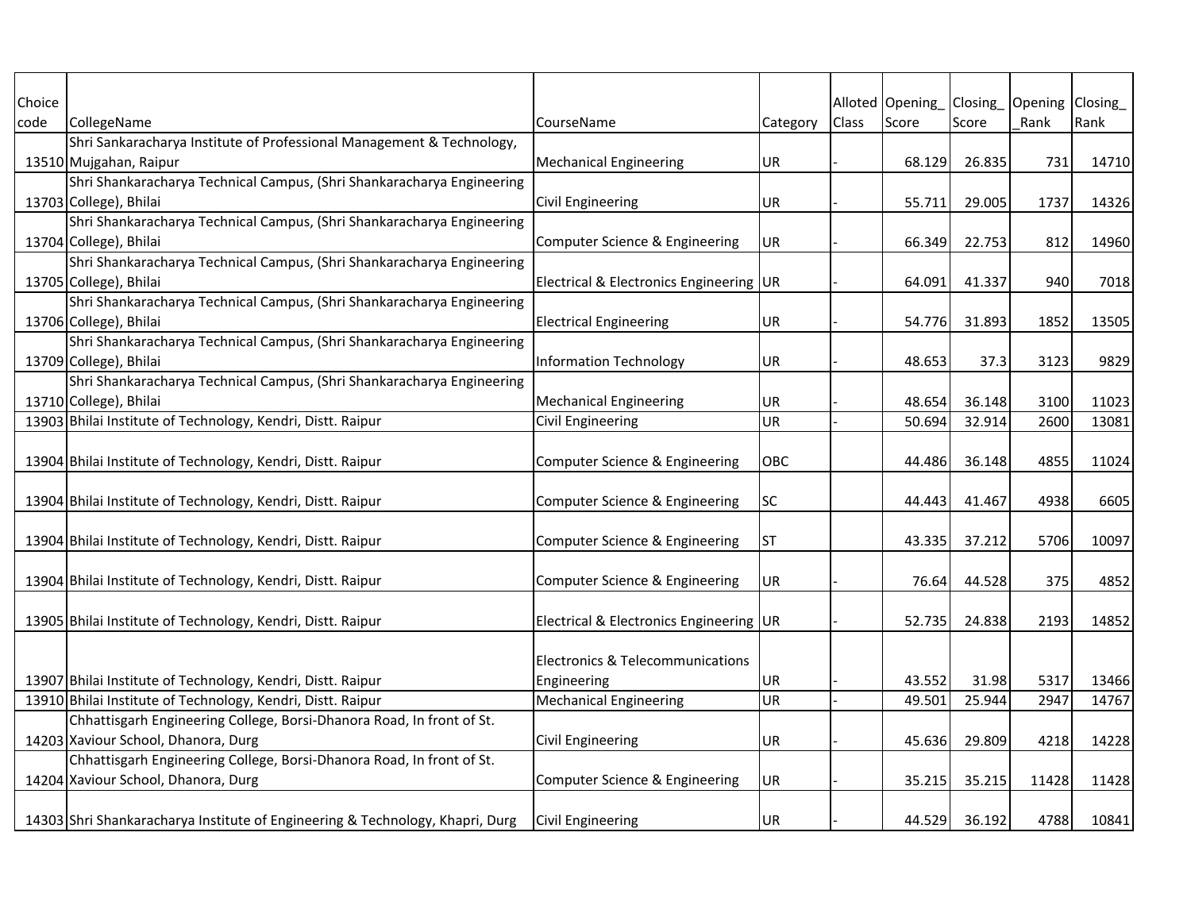| Choice code | CollegeName | CourseName | Category | Alloted Class | Opening_ Score | Closing_ Score | Opening _Rank | Closing_ Rank |
|---|---|---|---|---|---|---|---|---|
| 13510 | Shri Sankaracharya Institute of Professional Management & Technology, Mujgahan, Raipur | Mechanical Engineering | UR | - | 68.129 | 26.835 | 731 | 14710 |
| 13703 | Shri Shankaracharya Technical Campus, (Shri Shankaracharya Engineering College), Bhilai | Civil Engineering | UR | - | 55.711 | 29.005 | 1737 | 14326 |
| 13704 | Shri Shankaracharya Technical Campus, (Shri Shankaracharya Engineering College), Bhilai | Computer Science & Engineering | UR | - | 66.349 | 22.753 | 812 | 14960 |
| 13705 | Shri Shankaracharya Technical Campus, (Shri Shankaracharya Engineering College), Bhilai | Electrical & Electronics Engineering | UR | - | 64.091 | 41.337 | 940 | 7018 |
| 13706 | Shri Shankaracharya Technical Campus, (Shri Shankaracharya Engineering College), Bhilai | Electrical Engineering | UR | - | 54.776 | 31.893 | 1852 | 13505 |
| 13709 | Shri Shankaracharya Technical Campus, (Shri Shankaracharya Engineering College), Bhilai | Information Technology | UR | - | 48.653 | 37.3 | 3123 | 9829 |
| 13710 | Shri Shankaracharya Technical Campus, (Shri Shankaracharya Engineering College), Bhilai | Mechanical Engineering | UR | - | 48.654 | 36.148 | 3100 | 11023 |
| 13903 | Bhilai Institute of Technology, Kendri, Distt. Raipur | Civil Engineering | UR | - | 50.694 | 32.914 | 2600 | 13081 |
| 13904 | Bhilai Institute of Technology, Kendri, Distt. Raipur | Computer Science & Engineering | OBC | | 44.486 | 36.148 | 4855 | 11024 |
| 13904 | Bhilai Institute of Technology, Kendri, Distt. Raipur | Computer Science & Engineering | SC | | 44.443 | 41.467 | 4938 | 6605 |
| 13904 | Bhilai Institute of Technology, Kendri, Distt. Raipur | Computer Science & Engineering | ST | | 43.335 | 37.212 | 5706 | 10097 |
| 13904 | Bhilai Institute of Technology, Kendri, Distt. Raipur | Computer Science & Engineering | UR | - | 76.64 | 44.528 | 375 | 4852 |
| 13905 | Bhilai Institute of Technology, Kendri, Distt. Raipur | Electrical & Electronics Engineering | UR | - | 52.735 | 24.838 | 2193 | 14852 |
| 13907 | Bhilai Institute of Technology, Kendri, Distt. Raipur | Electronics & Telecommunications Engineering | UR | - | 43.552 | 31.98 | 5317 | 13466 |
| 13910 | Bhilai Institute of Technology, Kendri, Distt. Raipur | Mechanical Engineering | UR | - | 49.501 | 25.944 | 2947 | 14767 |
| 14203 | Chhattisgarh Engineering College, Borsi-Dhanora Road, In front of St. Xaviour School, Dhanora, Durg | Civil Engineering | UR | - | 45.636 | 29.809 | 4218 | 14228 |
| 14204 | Chhattisgarh Engineering College, Borsi-Dhanora Road, In front of St. Xaviour School, Dhanora, Durg | Computer Science & Engineering | UR | - | 35.215 | 35.215 | 11428 | 11428 |
| 14303 | Shri Shankaracharya Institute of Engineering & Technology, Khapri, Durg | Civil Engineering | UR | - | 44.529 | 36.192 | 4788 | 10841 |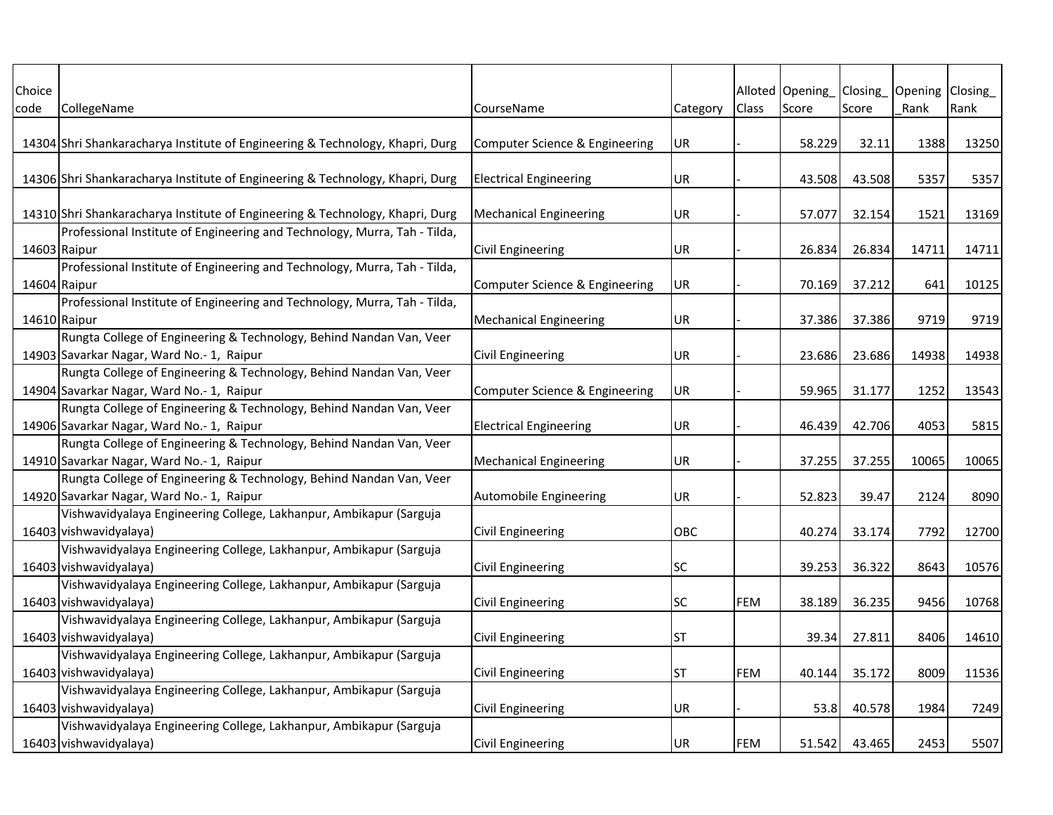| Choice code | CollegeName | CourseName | Category | Alloted Class | Opening_Score | Closing_Score | Opening_Rank | Closing_Rank |
|---|---|---|---|---|---|---|---|---|
| 14304 | Shri Shankaracharya Institute of Engineering & Technology, Khapri, Durg | Computer Science & Engineering | UR | - | 58.229 | 32.11 | 1388 | 13250 |
| 14306 | Shri Shankaracharya Institute of Engineering & Technology, Khapri, Durg | Electrical Engineering | UR | - | 43.508 | 43.508 | 5357 | 5357 |
| 14310 | Shri Shankaracharya Institute of Engineering & Technology, Khapri, Durg | Mechanical Engineering | UR | - | 57.077 | 32.154 | 1521 | 13169 |
| 14603 | Professional Institute of Engineering and Technology, Murra, Tah - Tilda, Raipur | Civil Engineering | UR | - | 26.834 | 26.834 | 14711 | 14711 |
| 14604 | Professional Institute of Engineering and Technology, Murra, Tah - Tilda, Raipur | Computer Science & Engineering | UR | - | 70.169 | 37.212 | 641 | 10125 |
| 14610 | Professional Institute of Engineering and Technology, Murra, Tah - Tilda, Raipur | Mechanical Engineering | UR | - | 37.386 | 37.386 | 9719 | 9719 |
| 14903 | Rungta College of Engineering & Technology, Behind Nandan Van, Veer Savarkar Nagar, Ward No.- 1, Raipur | Civil Engineering | UR | - | 23.686 | 23.686 | 14938 | 14938 |
| 14904 | Rungta College of Engineering & Technology, Behind Nandan Van, Veer Savarkar Nagar, Ward No.- 1, Raipur | Computer Science & Engineering | UR | - | 59.965 | 31.177 | 1252 | 13543 |
| 14906 | Rungta College of Engineering & Technology, Behind Nandan Van, Veer Savarkar Nagar, Ward No.- 1, Raipur | Electrical Engineering | UR | - | 46.439 | 42.706 | 4053 | 5815 |
| 14910 | Rungta College of Engineering & Technology, Behind Nandan Van, Veer Savarkar Nagar, Ward No.- 1, Raipur | Mechanical Engineering | UR | - | 37.255 | 37.255 | 10065 | 10065 |
| 14920 | Rungta College of Engineering & Technology, Behind Nandan Van, Veer Savarkar Nagar, Ward No.- 1, Raipur | Automobile Engineering | UR | - | 52.823 | 39.47 | 2124 | 8090 |
| 16403 | Vishwavidyalaya Engineering College, Lakhanpur, Ambikapur (Sarguja vishwavidyalaya) | Civil Engineering | OBC | | 40.274 | 33.174 | 7792 | 12700 |
| 16403 | Vishwavidyalaya Engineering College, Lakhanpur, Ambikapur (Sarguja vishwavidyalaya) | Civil Engineering | SC | | 39.253 | 36.322 | 8643 | 10576 |
| 16403 | Vishwavidyalaya Engineering College, Lakhanpur, Ambikapur (Sarguja vishwavidyalaya) | Civil Engineering | SC | FEM | 38.189 | 36.235 | 9456 | 10768 |
| 16403 | Vishwavidyalaya Engineering College, Lakhanpur, Ambikapur (Sarguja vishwavidyalaya) | Civil Engineering | ST | | 39.34 | 27.811 | 8406 | 14610 |
| 16403 | Vishwavidyalaya Engineering College, Lakhanpur, Ambikapur (Sarguja vishwavidyalaya) | Civil Engineering | ST | FEM | 40.144 | 35.172 | 8009 | 11536 |
| 16403 | Vishwavidyalaya Engineering College, Lakhanpur, Ambikapur (Sarguja vishwavidyalaya) | Civil Engineering | UR | - | 53.8 | 40.578 | 1984 | 7249 |
| 16403 | Vishwavidyalaya Engineering College, Lakhanpur, Ambikapur (Sarguja vishwavidyalaya) | Civil Engineering | UR | FEM | 51.542 | 43.465 | 2453 | 5507 |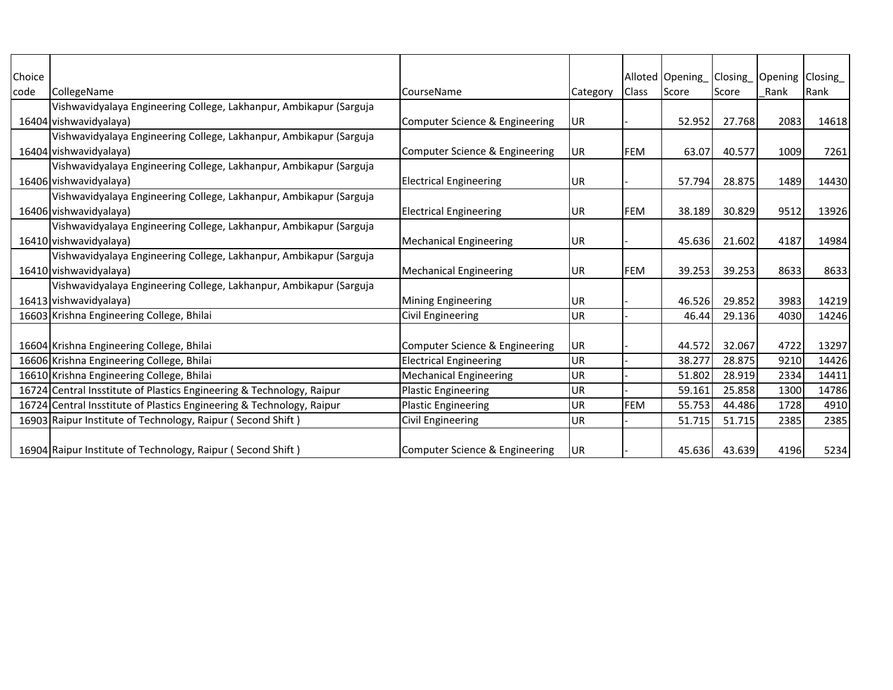| Choice code | CollegeName | CourseName | Category | Alloted Class | Opening_Score | Closing_Score | Opening_Rank | Closing_Rank |
|---|---|---|---|---|---|---|---|---|
| 16404 | Vishwavidyalaya Engineering College, Lakhanpur, Ambikapur (Sarguja vishwavidyalaya) | Computer Science & Engineering | UR | - | 52.952 | 27.768 | 2083 | 14618 |
| 16404 | Vishwavidyalaya Engineering College, Lakhanpur, Ambikapur (Sarguja vishwavidyalaya) | Computer Science & Engineering | UR | FEM | 63.07 | 40.577 | 1009 | 7261 |
| 16406 | Vishwavidyalaya Engineering College, Lakhanpur, Ambikapur (Sarguja vishwavidyalaya) | Electrical Engineering | UR | - | 57.794 | 28.875 | 1489 | 14430 |
| 16406 | Vishwavidyalaya Engineering College, Lakhanpur, Ambikapur (Sarguja vishwavidyalaya) | Electrical Engineering | UR | FEM | 38.189 | 30.829 | 9512 | 13926 |
| 16410 | Vishwavidyalaya Engineering College, Lakhanpur, Ambikapur (Sarguja vishwavidyalaya) | Mechanical Engineering | UR | - | 45.636 | 21.602 | 4187 | 14984 |
| 16410 | Vishwavidyalaya Engineering College, Lakhanpur, Ambikapur (Sarguja vishwavidyalaya) | Mechanical Engineering | UR | FEM | 39.253 | 39.253 | 8633 | 8633 |
| 16413 | Vishwavidyalaya Engineering College, Lakhanpur, Ambikapur (Sarguja vishwavidyalaya) | Mining Engineering | UR | - | 46.526 | 29.852 | 3983 | 14219 |
| 16603 | Krishna Engineering College, Bhilai | Civil Engineering | UR | - | 46.44 | 29.136 | 4030 | 14246 |
| 16604 | Krishna Engineering College, Bhilai | Computer Science & Engineering | UR | - | 44.572 | 32.067 | 4722 | 13297 |
| 16606 | Krishna Engineering College, Bhilai | Electrical Engineering | UR | - | 38.277 | 28.875 | 9210 | 14426 |
| 16610 | Krishna Engineering College, Bhilai | Mechanical Engineering | UR | - | 51.802 | 28.919 | 2334 | 14411 |
| 16724 | Central Insstitute of Plastics Engineering & Technology, Raipur | Plastic Engineering | UR | - | 59.161 | 25.858 | 1300 | 14786 |
| 16724 | Central Insstitute of Plastics Engineering & Technology, Raipur | Plastic Engineering | UR | FEM | 55.753 | 44.486 | 1728 | 4910 |
| 16903 | Raipur Institute of Technology, Raipur ( Second Shift ) | Civil Engineering | UR | - | 51.715 | 51.715 | 2385 | 2385 |
| 16904 | Raipur Institute of Technology, Raipur ( Second Shift ) | Computer Science & Engineering | UR | - | 45.636 | 43.639 | 4196 | 5234 |